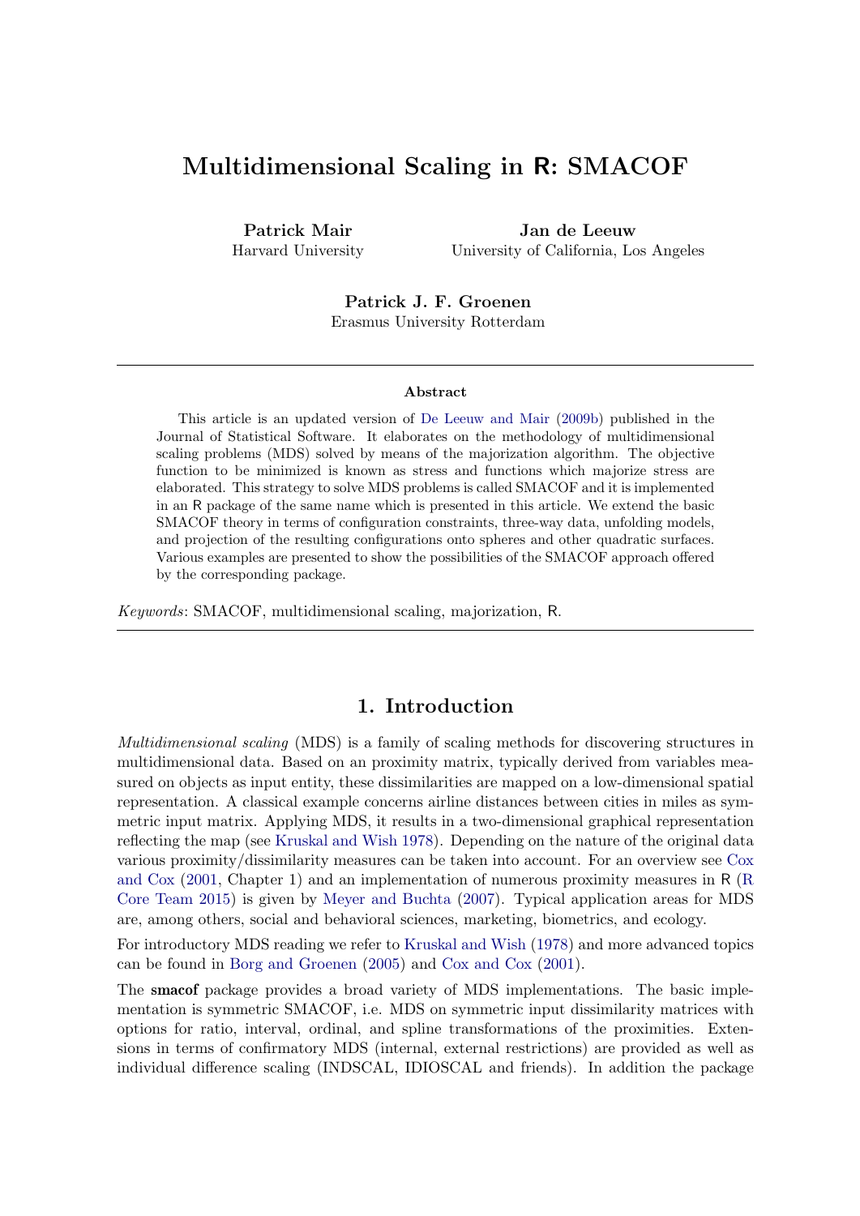# Multidimensional Scaling in R: SMACOF

**Patrick Mair**
Harvard University

**Jan de Leeuw**
University of California, Los Angeles

**Patrick J. F. Groenen**
Erasmus University Rotterdam

---

**Abstract**

This article is an updated version of De Leeuw and Mair (2009b) published in the Journal of Statistical Software. It elaborates on the methodology of multidimensional scaling problems (MDS) solved by means of the majorization algorithm. The objective function to be minimized is known as stress and functions which majorize stress are elaborated. This strategy to solve MDS problems is called SMACOF and it is implemented in an R package of the same name which is presented in this article. We extend the basic SMACOF theory in terms of configuration constraints, three-way data, unfolding models, and projection of the resulting configurations onto spheres and other quadratic surfaces. Various examples are presented to show the possibilities of the SMACOF approach offered by the corresponding package.

*Keywords*: SMACOF, multidimensional scaling, majorization, R.

---

## 1. Introduction

*Multidimensional scaling* (MDS) is a family of scaling methods for discovering structures in multidimensional data. Based on an proximity matrix, typically derived from variables measured on objects as input entity, these dissimilarities are mapped on a low-dimensional spatial representation. A classical example concerns airline distances between cities in miles as symmetric input matrix. Applying MDS, it results in a two-dimensional graphical representation reflecting the map (see Kruskal and Wish 1978). Depending on the nature of the original data various proximity/dissimilarity measures can be taken into account. For an overview see Cox and Cox (2001, Chapter 1) and an implementation of numerous proximity measures in R (R Core Team 2015) is given by Meyer and Buchta (2007). Typical application areas for MDS are, among others, social and behavioral sciences, marketing, biometrics, and ecology.

For introductory MDS reading we refer to Kruskal and Wish (1978) and more advanced topics can be found in Borg and Groenen (2005) and Cox and Cox (2001).

The **smacof** package provides a broad variety of MDS implementations. The basic implementation is symmetric SMACOF, i.e. MDS on symmetric input dissimilarity matrices with options for ratio, interval, ordinal, and spline transformations of the proximities. Extensions in terms of confirmatory MDS (internal, external restrictions) are provided as well as individual difference scaling (INDSCAL, IDIOSCAL and friends). In addition the package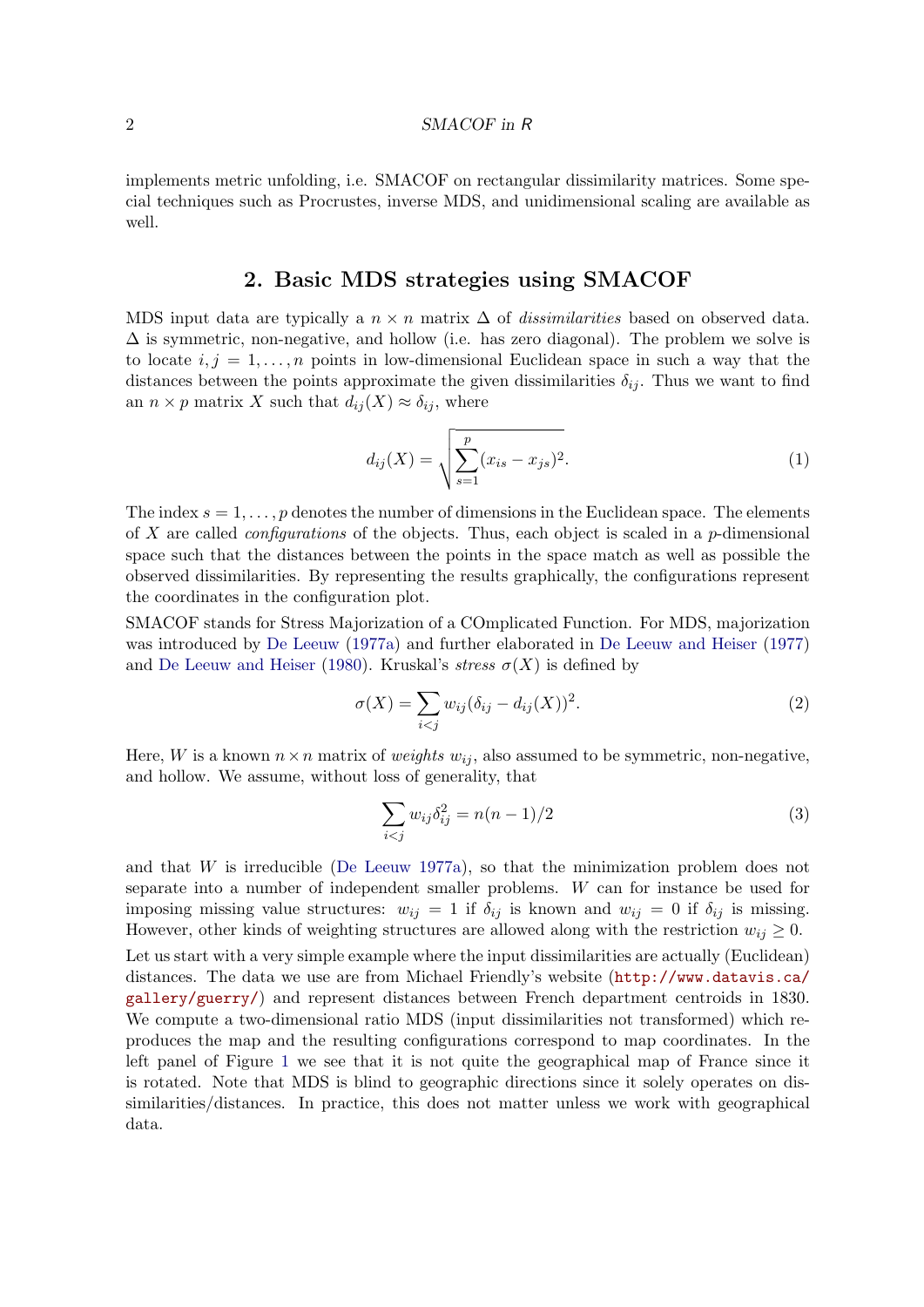implements metric unfolding, i.e. SMACOF on rectangular dissimilarity matrices. Some special techniques such as Procrustes, inverse MDS, and unidimensional scaling are available as well.

## 2. Basic MDS strategies using SMACOF

MDS input data are typically a $n \times n$ matrix $\Delta$ of *dissimilarities* based on observed data. $\Delta$ is symmetric, non-negative, and hollow (i.e. has zero diagonal). The problem we solve is to locate $i, j = 1, \ldots, n$ points in low-dimensional Euclidean space in such a way that the distances between the points approximate the given dissimilarities $\delta_{ij}$. Thus we want to find an $n \times p$ matrix $X$ such that $d_{ij}(X) \approx \delta_{ij}$, where

$$d_{ij}(X) = \sqrt{\sum_{s=1}^{p} (x_{is} - x_{js})^2}. \tag{1}$$

The index $s = 1, \ldots, p$ denotes the number of dimensions in the Euclidean space. The elements of $X$ are called *configurations* of the objects. Thus, each object is scaled in a $p$-dimensional space such that the distances between the points in the space match as well as possible the observed dissimilarities. By representing the results graphically, the configurations represent the coordinates in the configuration plot.

SMACOF stands for Stress Majorization of a COmplicated Function. For MDS, majorization was introduced by De Leeuw (1977a) and further elaborated in De Leeuw and Heiser (1977) and De Leeuw and Heiser (1980). Kruskal's *stress* $\sigma(X)$ is defined by

$$\sigma(X) = \sum_{i<j} w_{ij}(\delta_{ij} - d_{ij}(X))^2. \tag{2}$$

Here, $W$ is a known $n \times n$ matrix of *weights* $w_{ij}$, also assumed to be symmetric, non-negative, and hollow. We assume, without loss of generality, that

$$\sum_{i<j} w_{ij}\delta_{ij}^2 = n(n-1)/2 \tag{3}$$

and that $W$ is irreducible (De Leeuw 1977a), so that the minimization problem does not separate into a number of independent smaller problems. $W$ can for instance be used for imposing missing value structures: $w_{ij} = 1$ if $\delta_{ij}$ is known and $w_{ij} = 0$ if $\delta_{ij}$ is missing. However, other kinds of weighting structures are allowed along with the restriction $w_{ij} \geq 0$.

Let us start with a very simple example where the input dissimilarities are actually (Euclidean) distances. The data we use are from Michael Friendly's website (http://www.datavis.ca/gallery/guerry/) and represent distances between French department centroids in 1830. We compute a two-dimensional ratio MDS (input dissimilarities not transformed) which reproduces the map and the resulting configurations correspond to map coordinates. In the left panel of Figure 1 we see that it is not quite the geographical map of France since it is rotated. Note that MDS is blind to geographic directions since it solely operates on dissimilarities/distances. In practice, this does not matter unless we work with geographical data.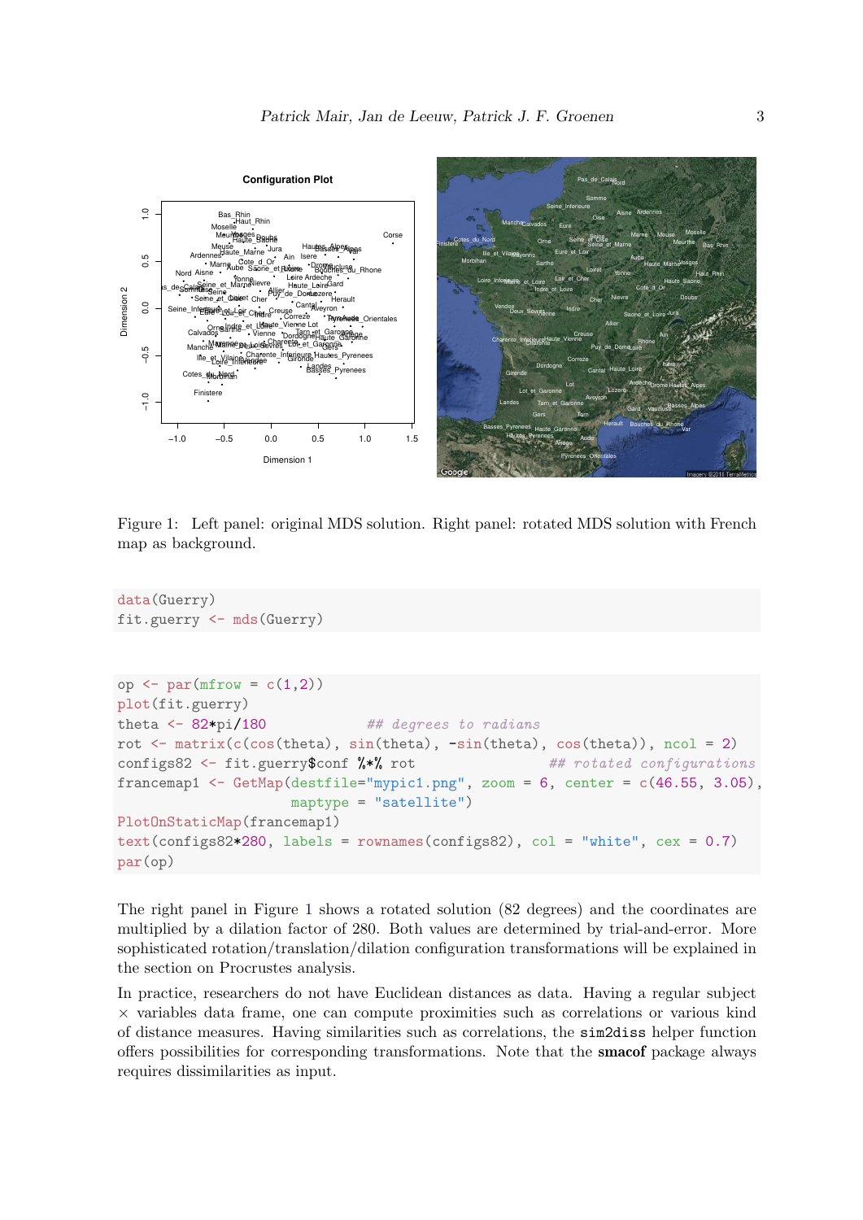Figure 1: Left panel: original MDS solution. Right panel: rotated MDS solution with French map as background.

```
data(Guerry)
fit.guerry <- mds(Guerry)
```

```
op <- par(mfrow = c(1,2))
plot(fit.guerry)
theta <- 82*pi/180              ## degrees to radians
rot <- matrix(c(cos(theta), sin(theta), -sin(theta), cos(theta)), ncol = 2)
configs82 <- fit.guerry$conf %*% rot              ## rotated configurations
francemap1 <- GetMap(destfile="mypic1.png", zoom = 6, center = c(46.55, 3.05),
                     maptype = "satellite")
PlotOnStaticMap(francemap1)
text(configs82*280, labels = rownames(configs82), col = "white", cex = 0.7)
par(op)
```

The right panel in Figure 1 shows a rotated solution (82 degrees) and the coordinates are multiplied by a dilation factor of 280. Both values are determined by trial-and-error. More sophisticated rotation/translation/dilation configuration transformations will be explained in the section on Procrustes analysis.

In practice, researchers do not have Euclidean distances as data. Having a regular subject $\times$ variables data frame, one can compute proximities such as correlations or various kind of distance measures. Having similarities such as correlations, the `sim2diss` helper function offers possibilities for corresponding transformations. Note that the **smacof** package always requires dissimilarities as input.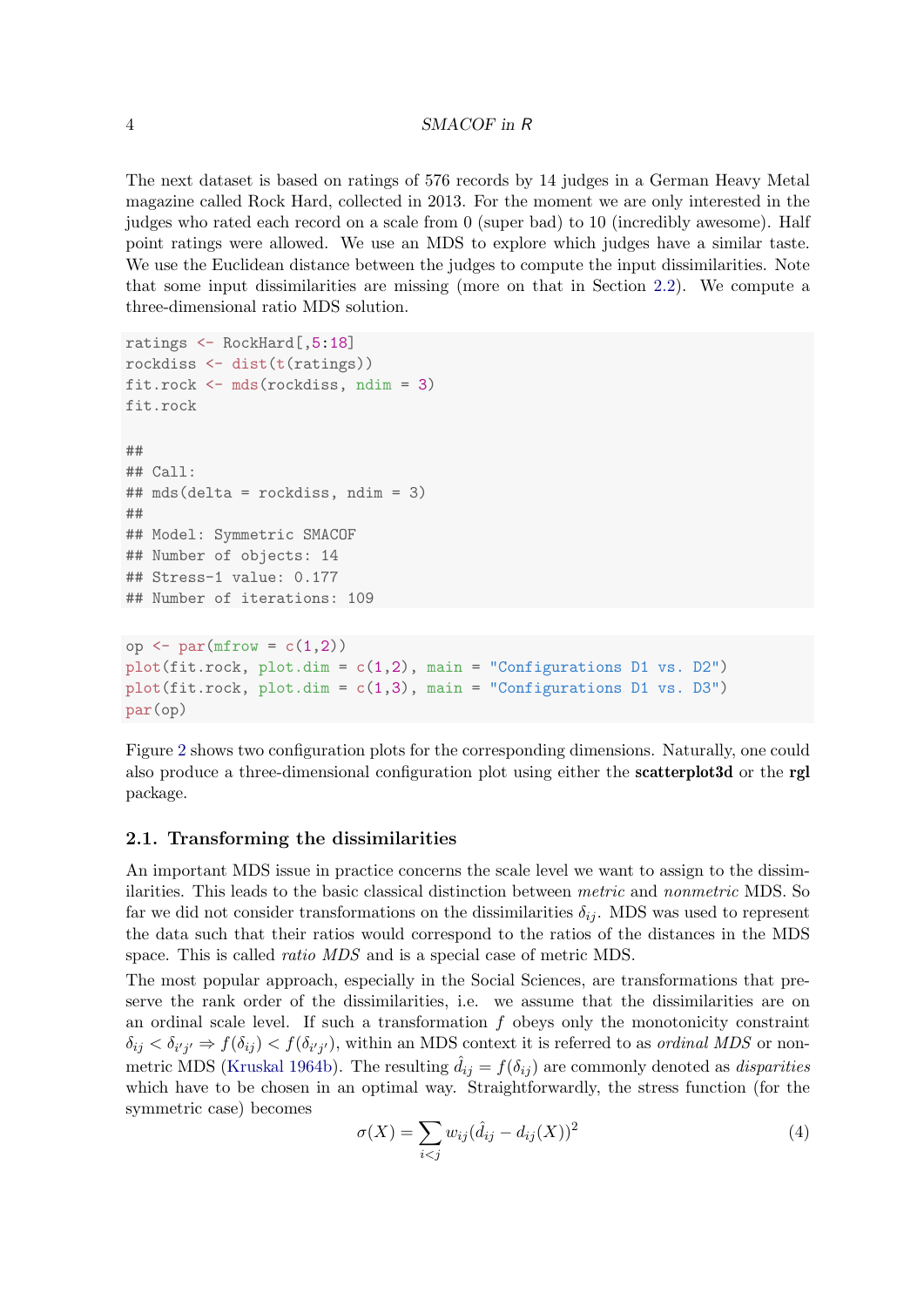The next dataset is based on ratings of 576 records by 14 judges in a German Heavy Metal magazine called Rock Hard, collected in 2013. For the moment we are only interested in the judges who rated each record on a scale from 0 (super bad) to 10 (incredibly awesome). Half point ratings were allowed. We use an MDS to explore which judges have a similar taste. We use the Euclidean distance between the judges to compute the input dissimilarities. Note that some input dissimilarities are missing (more on that in Section 2.2). We compute a three-dimensional ratio MDS solution.

```
ratings <- RockHard[,5:18]
rockdiss <- dist(t(ratings))
fit.rock <- mds(rockdiss, ndim = 3)
fit.rock

##
## Call:
## mds(delta = rockdiss, ndim = 3)
##
## Model: Symmetric SMACOF
## Number of objects: 14
## Stress-1 value: 0.177
## Number of iterations: 109
```

```
op <- par(mfrow = c(1,2))
plot(fit.rock, plot.dim = c(1,2), main = "Configurations D1 vs. D2")
plot(fit.rock, plot.dim = c(1,3), main = "Configurations D1 vs. D3")
par(op)
```

Figure 2 shows two configuration plots for the corresponding dimensions. Naturally, one could also produce a three-dimensional configuration plot using either the **scatterplot3d** or the **rgl** package.

## 2.1. Transforming the dissimilarities

An important MDS issue in practice concerns the scale level we want to assign to the dissimilarities. This leads to the basic classical distinction between *metric* and *nonmetric* MDS. So far we did not consider transformations on the dissimilarities $\delta_{ij}$. MDS was used to represent the data such that their ratios would correspond to the ratios of the distances in the MDS space. This is called *ratio MDS* and is a special case of metric MDS.

The most popular approach, especially in the Social Sciences, are transformations that preserve the rank order of the dissimilarities, i.e. we assume that the dissimilarities are on an ordinal scale level. If such a transformation $f$ obeys only the monotonicity constraint $\delta_{ij} < \delta_{i'j'} \Rightarrow f(\delta_{ij}) < f(\delta_{i'j'})$, within an MDS context it is referred to as *ordinal MDS* or nonmetric MDS (Kruskal 1964b). The resulting $\hat{d}_{ij} = f(\delta_{ij})$ are commonly denoted as *disparities* which have to be chosen in an optimal way. Straightforwardly, the stress function (for the symmetric case) becomes

$$\sigma(X) = \sum_{i<j} w_{ij}(\hat{d}_{ij} - d_{ij}(X))^2 \tag{4}$$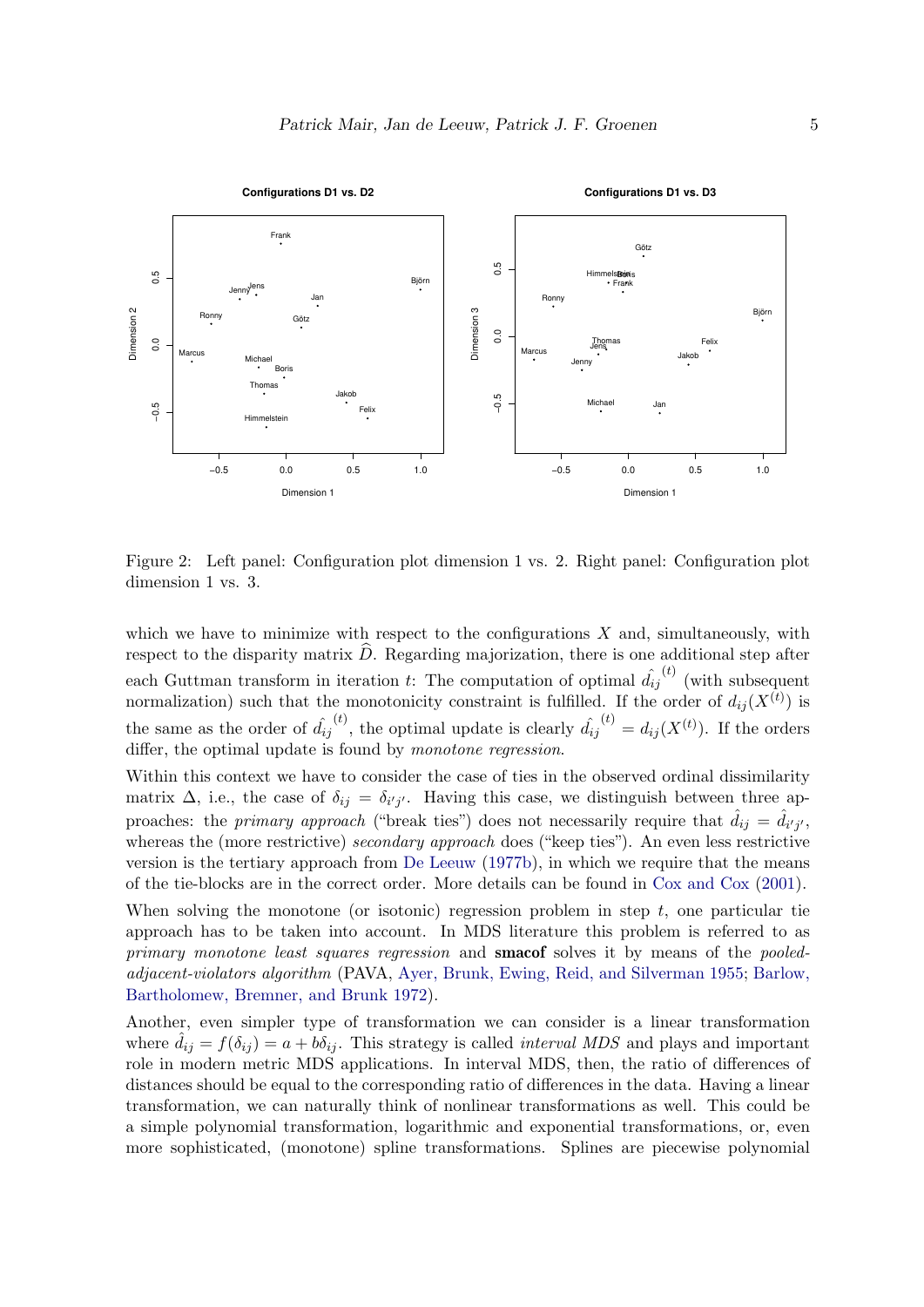Figure 2: Left panel: Configuration plot dimension 1 vs. 2. Right panel: Configuration plot dimension 1 vs. 3.

which we have to minimize with respect to the configurations $X$ and, simultaneously, with respect to the disparity matrix $\widehat{D}$. Regarding majorization, there is one additional step after each Guttman transform in iteration $t$: The computation of optimal $\hat{d}_{ij}^{(t)}$ (with subsequent normalization) such that the monotonicity constraint is fulfilled. If the order of $d_{ij}(X^{(t)})$ is the same as the order of $\hat{d}_{ij}^{(t)}$, the optimal update is clearly $\hat{d}_{ij}^{(t)} = d_{ij}(X^{(t)})$. If the orders differ, the optimal update is found by *monotone regression*.

Within this context we have to consider the case of ties in the observed ordinal dissimilarity matrix $\Delta$, i.e., the case of $\delta_{ij} = \delta_{i'j'}$. Having this case, we distinguish between three approaches: the *primary approach* ("break ties") does not necessarily require that $\hat{d}_{ij} = \hat{d}_{i'j'}$, whereas the (more restrictive) *secondary approach* does ("keep ties"). An even less restrictive version is the tertiary approach from De Leeuw (1977b), in which we require that the means of the tie-blocks are in the correct order. More details can be found in Cox and Cox (2001).

When solving the monotone (or isotonic) regression problem in step $t$, one particular tie approach has to be taken into account. In MDS literature this problem is referred to as *primary monotone least squares regression* and **smacof** solves it by means of the *pooled-adjacent-violators algorithm* (PAVA, Ayer, Brunk, Ewing, Reid, and Silverman 1955; Barlow, Bartholomew, Bremner, and Brunk 1972).

Another, even simpler type of transformation we can consider is a linear transformation where $\hat{d}_{ij} = f(\delta_{ij}) = a + b\delta_{ij}$. This strategy is called *interval MDS* and plays and important role in modern metric MDS applications. In interval MDS, then, the ratio of differences of distances should be equal to the corresponding ratio of differences in the data. Having a linear transformation, we can naturally think of nonlinear transformations as well. This could be a simple polynomial transformation, logarithmic and exponential transformations, or, even more sophisticated, (monotone) spline transformations. Splines are piecewise polynomial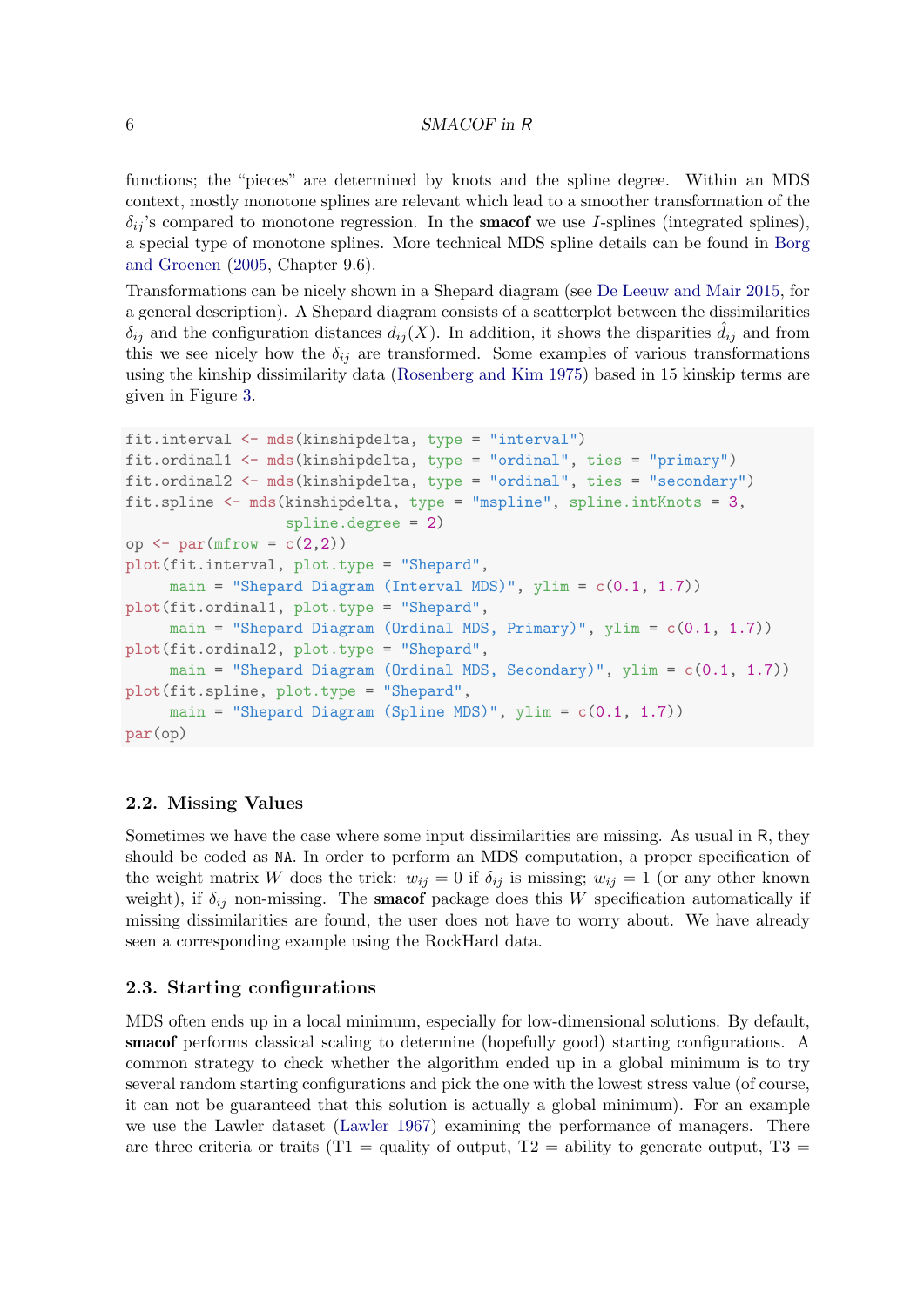functions; the "pieces" are determined by knots and the spline degree. Within an MDS context, mostly monotone splines are relevant which lead to a smoother transformation of the $\delta_{ij}$'s compared to monotone regression. In the **smacof** we use $I$-splines (integrated splines), a special type of monotone splines. More technical MDS spline details can be found in Borg and Groenen (2005, Chapter 9.6).

Transformations can be nicely shown in a Shepard diagram (see De Leeuw and Mair 2015, for a general description). A Shepard diagram consists of a scatterplot between the dissimilarities $\delta_{ij}$ and the configuration distances $d_{ij}(X)$. In addition, it shows the disparities $\hat{d}_{ij}$ and from this we see nicely how the $\delta_{ij}$ are transformed. Some examples of various transformations using the kinship dissimilarity data (Rosenberg and Kim 1975) based in 15 kinskip terms are given in Figure 3.

```
fit.interval <- mds(kinshipdelta, type = "interval")
fit.ordinal1 <- mds(kinshipdelta, type = "ordinal", ties = "primary")
fit.ordinal2 <- mds(kinshipdelta, type = "ordinal", ties = "secondary")
fit.spline <- mds(kinshipdelta, type = "mspline", spline.intKnots = 3,
                  spline.degree = 2)
op <- par(mfrow = c(2,2))
plot(fit.interval, plot.type = "Shepard",
     main = "Shepard Diagram (Interval MDS)", ylim = c(0.1, 1.7))
plot(fit.ordinal1, plot.type = "Shepard",
     main = "Shepard Diagram (Ordinal MDS, Primary)", ylim = c(0.1, 1.7))
plot(fit.ordinal2, plot.type = "Shepard",
     main = "Shepard Diagram (Ordinal MDS, Secondary)", ylim = c(0.1, 1.7))
plot(fit.spline, plot.type = "Shepard",
     main = "Shepard Diagram (Spline MDS)", ylim = c(0.1, 1.7))
par(op)
```

## 2.2. Missing Values

Sometimes we have the case where some input dissimilarities are missing. As usual in R, they should be coded as `NA`. In order to perform an MDS computation, a proper specification of the weight matrix $W$ does the trick: $w_{ij} = 0$ if $\delta_{ij}$ is missing; $w_{ij} = 1$ (or any other known weight), if $\delta_{ij}$ non-missing. The **smacof** package does this $W$ specification automatically if missing dissimilarities are found, the user does not have to worry about. We have already seen a corresponding example using the RockHard data.

## 2.3. Starting configurations

MDS often ends up in a local minimum, especially for low-dimensional solutions. By default, **smacof** performs classical scaling to determine (hopefully good) starting configurations. A common strategy to check whether the algorithm ended up in a global minimum is to try several random starting configurations and pick the one with the lowest stress value (of course, it can not be guaranteed that this solution is actually a global minimum). For an example we use the Lawler dataset (Lawler 1967) examining the performance of managers. There are three criteria or traits (T1 = quality of output, T2 = ability to generate output, T3 =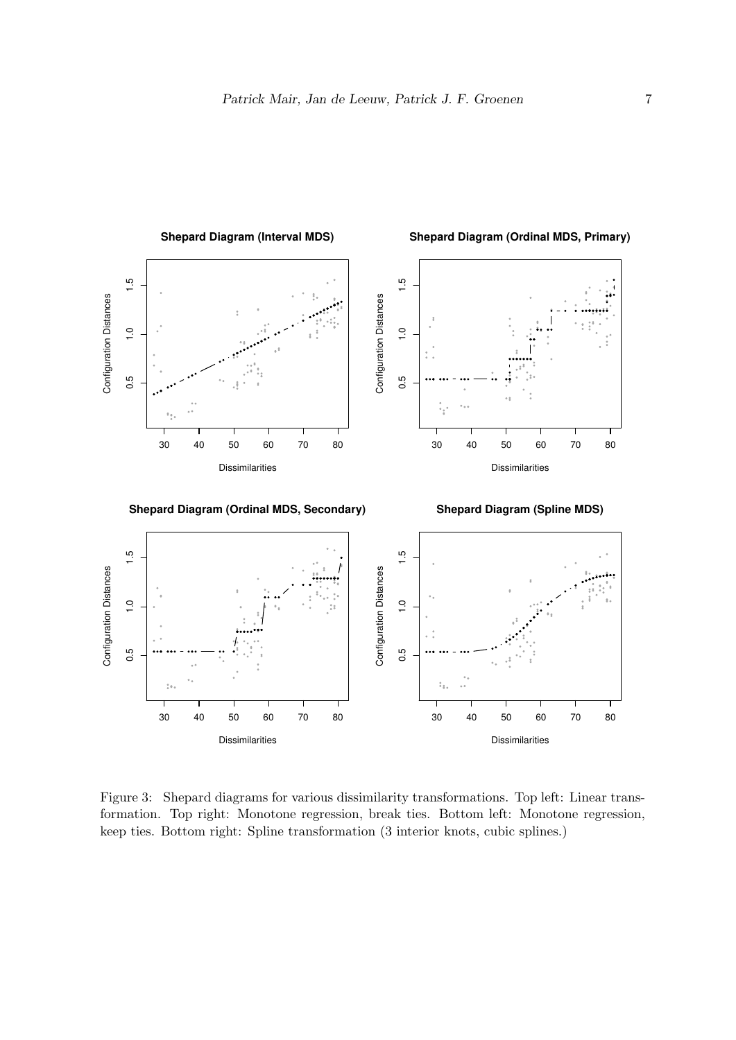Figure 3: Shepard diagrams for various dissimilarity transformations. Top left: Linear transformation. Top right: Monotone regression, break ties. Bottom left: Monotone regression, keep ties. Bottom right: Spline transformation (3 interior knots, cubic splines.)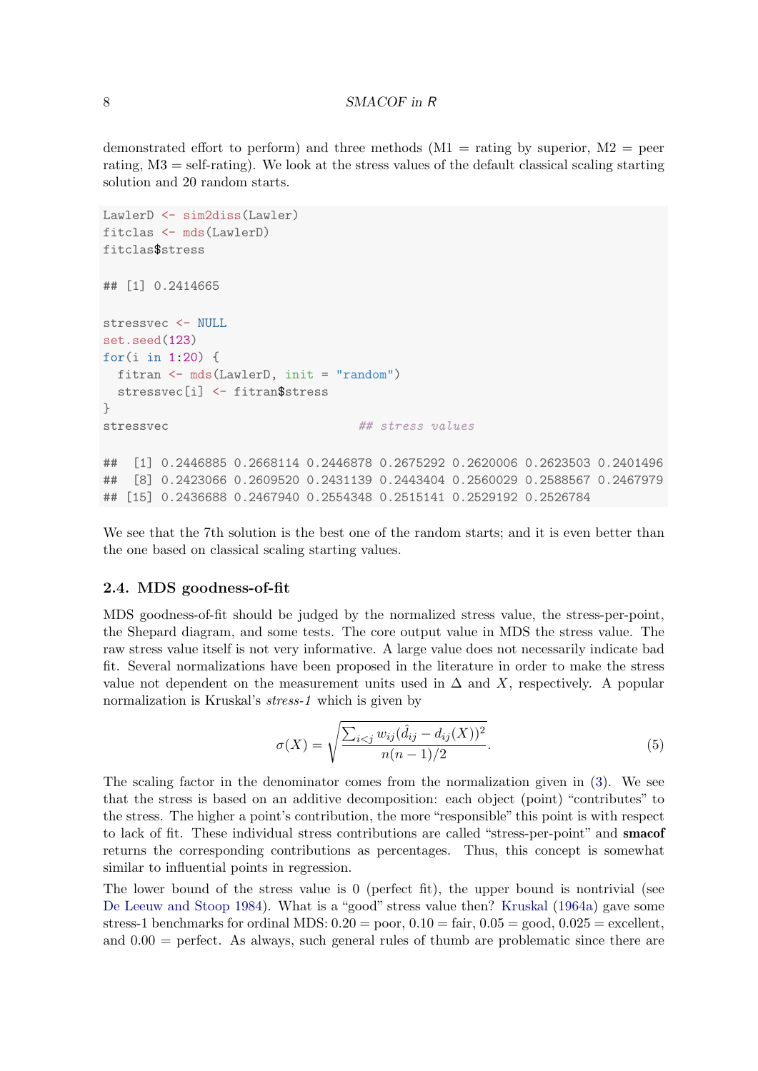demonstrated effort to perform) and three methods (M1 = rating by superior, M2 = peer rating, M3 = self-rating). We look at the stress values of the default classical scaling starting solution and 20 random starts.

```
LawlerD <- sim2diss(Lawler)
fitclas <- mds(LawlerD)
fitclas$stress

## [1] 0.2414665

stressvec <- NULL
set.seed(123)
for(i in 1:20) {
  fitran <- mds(LawlerD, init = "random")
  stressvec[i] <- fitran$stress
}
stressvec                          ## stress values

##  [1] 0.2446885 0.2668114 0.2446878 0.2675292 0.2620006 0.2623503 0.2401496
##  [8] 0.2423066 0.2609520 0.2431139 0.2443404 0.2560029 0.2588567 0.2467979
## [15] 0.2436688 0.2467940 0.2554348 0.2515141 0.2529192 0.2526784
```

We see that the 7th solution is the best one of the random starts; and it is even better than the one based on classical scaling starting values.

### 2.4. MDS goodness-of-fit

MDS goodness-of-fit should be judged by the normalized stress value, the stress-per-point, the Shepard diagram, and some tests. The core output value in MDS the stress value. The raw stress value itself is not very informative. A large value does not necessarily indicate bad fit. Several normalizations have been proposed in the literature in order to make the stress value not dependent on the measurement units used in $\Delta$ and $X$, respectively. A popular normalization is Kruskal's *stress-1* which is given by

$$\sigma(X) = \sqrt{\frac{\sum_{i<j} w_{ij}(\hat{d}_{ij} - d_{ij}(X))^2}{n(n-1)/2}}. \tag{5}$$

The scaling factor in the denominator comes from the normalization given in (3). We see that the stress is based on an additive decomposition: each object (point) "contributes" to the stress. The higher a point's contribution, the more "responsible" this point is with respect to lack of fit. These individual stress contributions are called "stress-per-point" and **smacof** returns the corresponding contributions as percentages. Thus, this concept is somewhat similar to influential points in regression.

The lower bound of the stress value is 0 (perfect fit), the upper bound is nontrivial (see De Leeuw and Stoop 1984). What is a "good" stress value then? Kruskal (1964a) gave some stress-1 benchmarks for ordinal MDS: 0.20 = poor, 0.10 = fair, 0.05 = good, 0.025 = excellent, and 0.00 = perfect. As always, such general rules of thumb are problematic since there are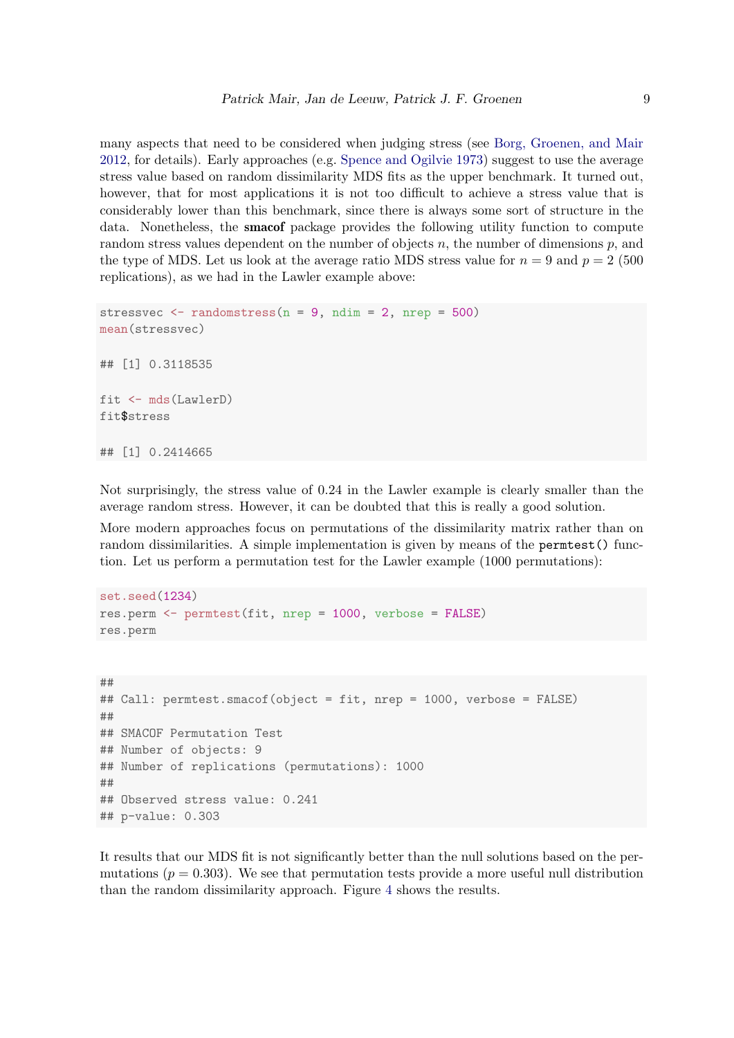many aspects that need to be considered when judging stress (see Borg, Groenen, and Mair 2012, for details). Early approaches (e.g. Spence and Ogilvie 1973) suggest to use the average stress value based on random dissimilarity MDS fits as the upper benchmark. It turned out, however, that for most applications it is not too difficult to achieve a stress value that is considerably lower than this benchmark, since there is always some sort of structure in the data. Nonetheless, the **smacof** package provides the following utility function to compute random stress values dependent on the number of objects $n$, the number of dimensions $p$, and the type of MDS. Let us look at the average ratio MDS stress value for $n = 9$ and $p = 2$ (500 replications), as we had in the Lawler example above:

```
stressvec <- randomstress(n = 9, ndim = 2, nrep = 500)
mean(stressvec)

## [1] 0.3118535

fit <- mds(LawlerD)
fit$stress

## [1] 0.2414665
```

Not surprisingly, the stress value of 0.24 in the Lawler example is clearly smaller than the average random stress. However, it can be doubted that this is really a good solution.

More modern approaches focus on permutations of the dissimilarity matrix rather than on random dissimilarities. A simple implementation is given by means of the `permtest()` function. Let us perform a permutation test for the Lawler example (1000 permutations):

```
set.seed(1234)
res.perm <- permtest(fit, nrep = 1000, verbose = FALSE)
res.perm
```

```
##
## Call: permtest.smacof(object = fit, nrep = 1000, verbose = FALSE)
##
## SMACOF Permutation Test
## Number of objects: 9
## Number of replications (permutations): 1000
##
## Observed stress value: 0.241
## p-value: 0.303
```

It results that our MDS fit is not significantly better than the null solutions based on the permutations ($p = 0.303$). We see that permutation tests provide a more useful null distribution than the random dissimilarity approach. Figure 4 shows the results.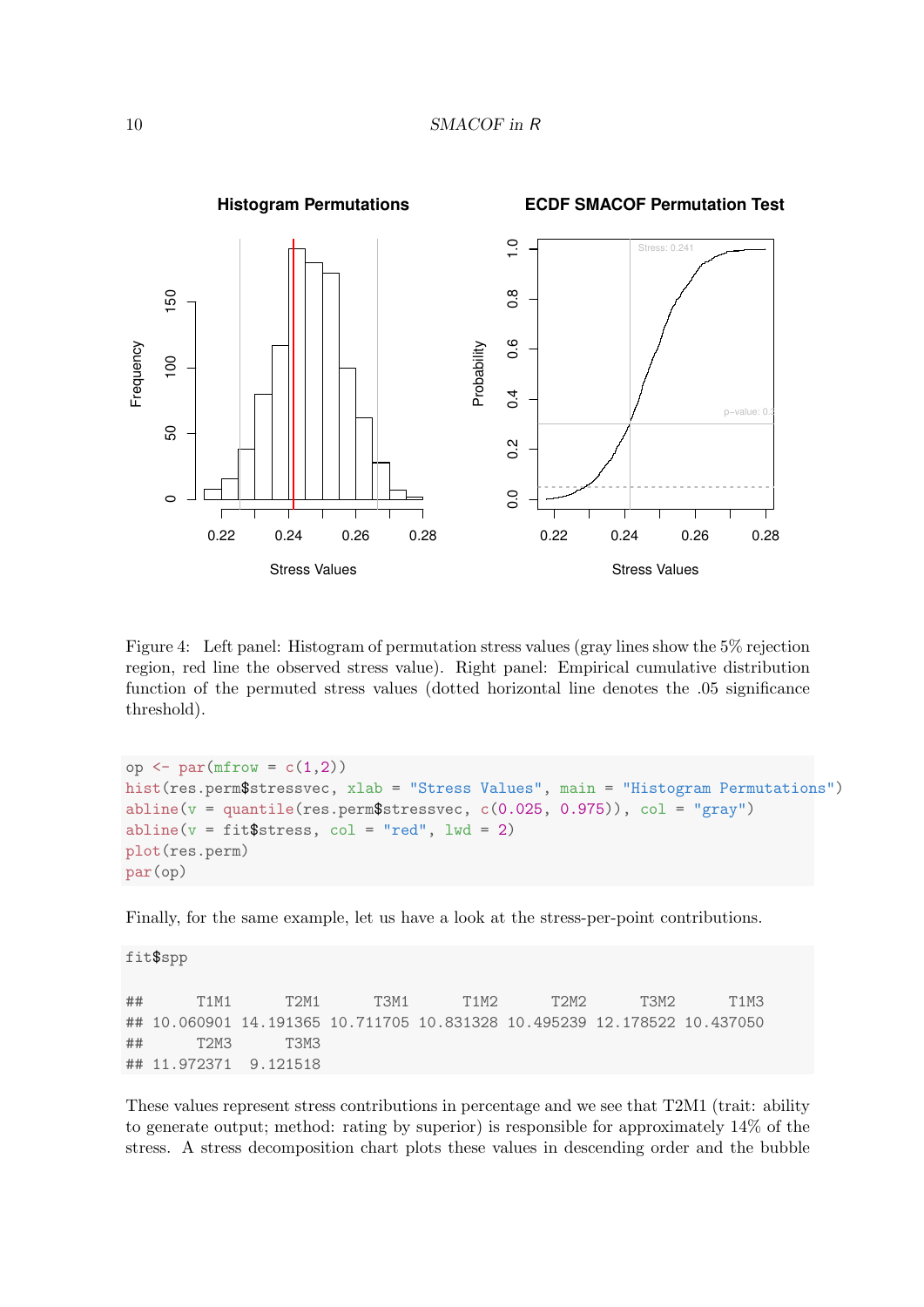Figure 4: Left panel: Histogram of permutation stress values (gray lines show the 5% rejection region, red line the observed stress value). Right panel: Empirical cumulative distribution function of the permuted stress values (dotted horizontal line denotes the .05 significance threshold).

```
op <- par(mfrow = c(1,2))
hist(res.perm$stressvec, xlab = "Stress Values", main = "Histogram Permutations")
abline(v = quantile(res.perm$stressvec, c(0.025, 0.975)), col = "gray")
abline(v = fit$stress, col = "red", lwd = 2)
plot(res.perm)
par(op)
```

Finally, for the same example, let us have a look at the stress-per-point contributions.

```
fit$spp

##      T1M1      T2M1      T3M1      T1M2      T2M2      T3M2      T1M3
## 10.060901 14.191365 10.711705 10.831328 10.495239 12.178522 10.437050
##      T2M3      T3M3
## 11.972371  9.121518
```

These values represent stress contributions in percentage and we see that T2M1 (trait: ability to generate output; method: rating by superior) is responsible for approximately 14% of the stress. A stress decomposition chart plots these values in descending order and the bubble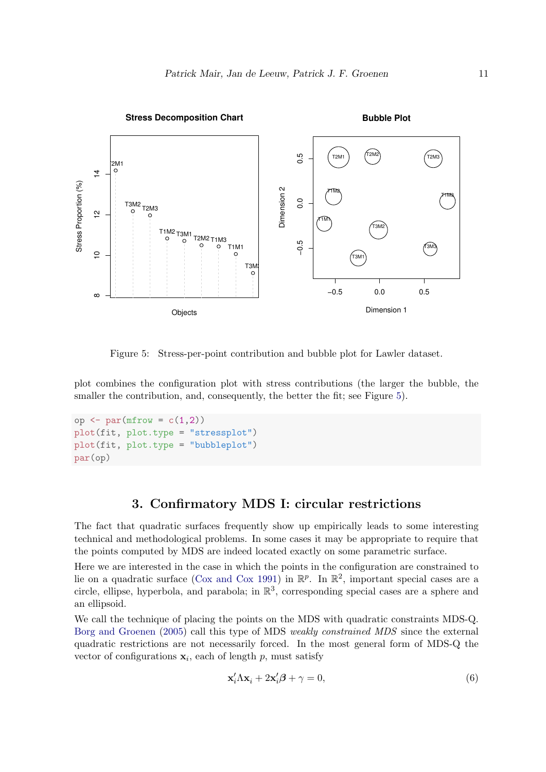Figure 5: Stress-per-point contribution and bubble plot for Lawler dataset.

plot combines the configuration plot with stress contributions (the larger the bubble, the smaller the contribution, and, consequently, the better the fit; see Figure 5).

```
op <- par(mfrow = c(1,2))
plot(fit, plot.type = "stressplot")
plot(fit, plot.type = "bubbleplot")
par(op)
```

## 3. Confirmatory MDS I: circular restrictions

The fact that quadratic surfaces frequently show up empirically leads to some interesting technical and methodological problems. In some cases it may be appropriate to require that the points computed by MDS are indeed located exactly on some parametric surface.

Here we are interested in the case in which the points in the configuration are constrained to lie on a quadratic surface (Cox and Cox 1991) in $\mathbb{R}^p$. In $\mathbb{R}^2$, important special cases are a circle, ellipse, hyperbola, and parabola; in $\mathbb{R}^3$, corresponding special cases are a sphere and an ellipsoid.

We call the technique of placing the points on the MDS with quadratic constraints MDS-Q. Borg and Groenen (2005) call this type of MDS *weakly constrained MDS* since the external quadratic restrictions are not necessarily forced. In the most general form of MDS-Q the vector of configurations $\mathbf{x}_i$, each of length $p$, must satisfy

$$\mathbf{x}_i' \Lambda \mathbf{x}_i + 2\mathbf{x}_i' \boldsymbol{\beta} + \gamma = 0, \tag{6}$$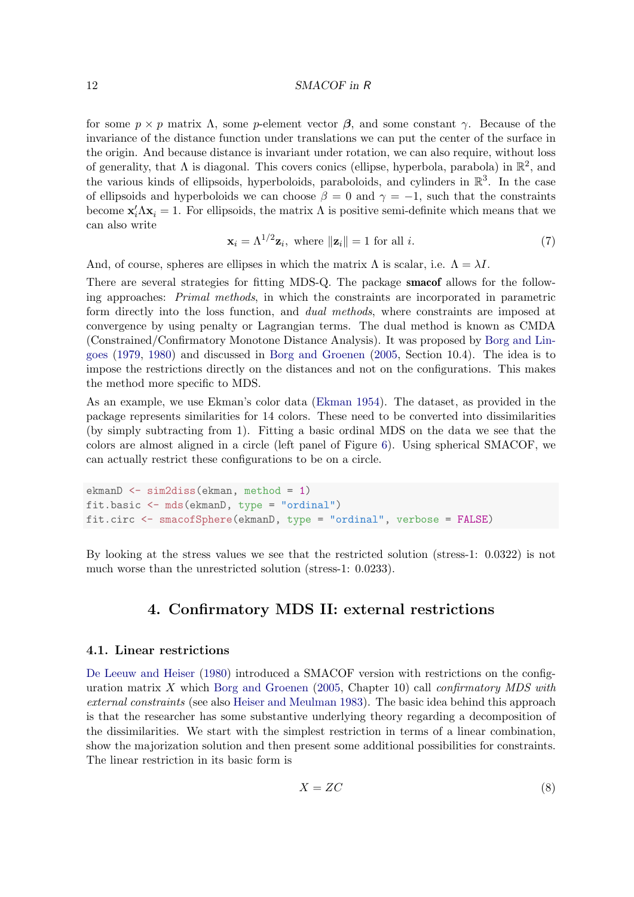for some $p \times p$ matrix $\Lambda$, some $p$-element vector $\boldsymbol{\beta}$, and some constant $\gamma$. Because of the invariance of the distance function under translations we can put the center of the surface in the origin. And because distance is invariant under rotation, we can also require, without loss of generality, that $\Lambda$ is diagonal. This covers conics (ellipse, hyperbola, parabola) in $\mathbb{R}^2$, and the various kinds of ellipsoids, hyperboloids, paraboloids, and cylinders in $\mathbb{R}^3$. In the case of ellipsoids and hyperboloids we can choose $\beta = 0$ and $\gamma = -1$, such that the constraints become $\mathbf{x}_i'\Lambda\mathbf{x}_i = 1$. For ellipsoids, the matrix $\Lambda$ is positive semi-definite which means that we can also write

$$\mathbf{x}_i = \Lambda^{1/2}\mathbf{z}_i, \text{ where } \|\mathbf{z}_i\| = 1 \text{ for all } i. \tag{7}$$

And, of course, spheres are ellipses in which the matrix $\Lambda$ is scalar, i.e. $\Lambda = \lambda I$.

There are several strategies for fitting MDS-Q. The package **smacof** allows for the following approaches: *Primal methods*, in which the constraints are incorporated in parametric form directly into the loss function, and *dual methods*, where constraints are imposed at convergence by using penalty or Lagrangian terms. The dual method is known as CMDA (Constrained/Confirmatory Monotone Distance Analysis). It was proposed by Borg and Lingoes (1979, 1980) and discussed in Borg and Groenen (2005, Section 10.4). The idea is to impose the restrictions directly on the distances and not on the configurations. This makes the method more specific to MDS.

As an example, we use Ekman's color data (Ekman 1954). The dataset, as provided in the package represents similarities for 14 colors. These need to be converted into dissimilarities (by simply subtracting from 1). Fitting a basic ordinal MDS on the data we see that the colors are almost aligned in a circle (left panel of Figure 6). Using spherical SMACOF, we can actually restrict these configurations to be on a circle.

```
ekmanD <- sim2diss(ekman, method = 1)
fit.basic <- mds(ekmanD, type = "ordinal")
fit.circ <- smacofSphere(ekmanD, type = "ordinal", verbose = FALSE)
```

By looking at the stress values we see that the restricted solution (stress-1: 0.0322) is not much worse than the unrestricted solution (stress-1: 0.0233).

## 4. Confirmatory MDS II: external restrictions

### 4.1. Linear restrictions

De Leeuw and Heiser (1980) introduced a SMACOF version with restrictions on the configuration matrix $X$ which Borg and Groenen (2005, Chapter 10) call *confirmatory MDS with external constraints* (see also Heiser and Meulman 1983). The basic idea behind this approach is that the researcher has some substantive underlying theory regarding a decomposition of the dissimilarities. We start with the simplest restriction in terms of a linear combination, show the majorization solution and then present some additional possibilities for constraints. The linear restriction in its basic form is

$$X = ZC \tag{8}$$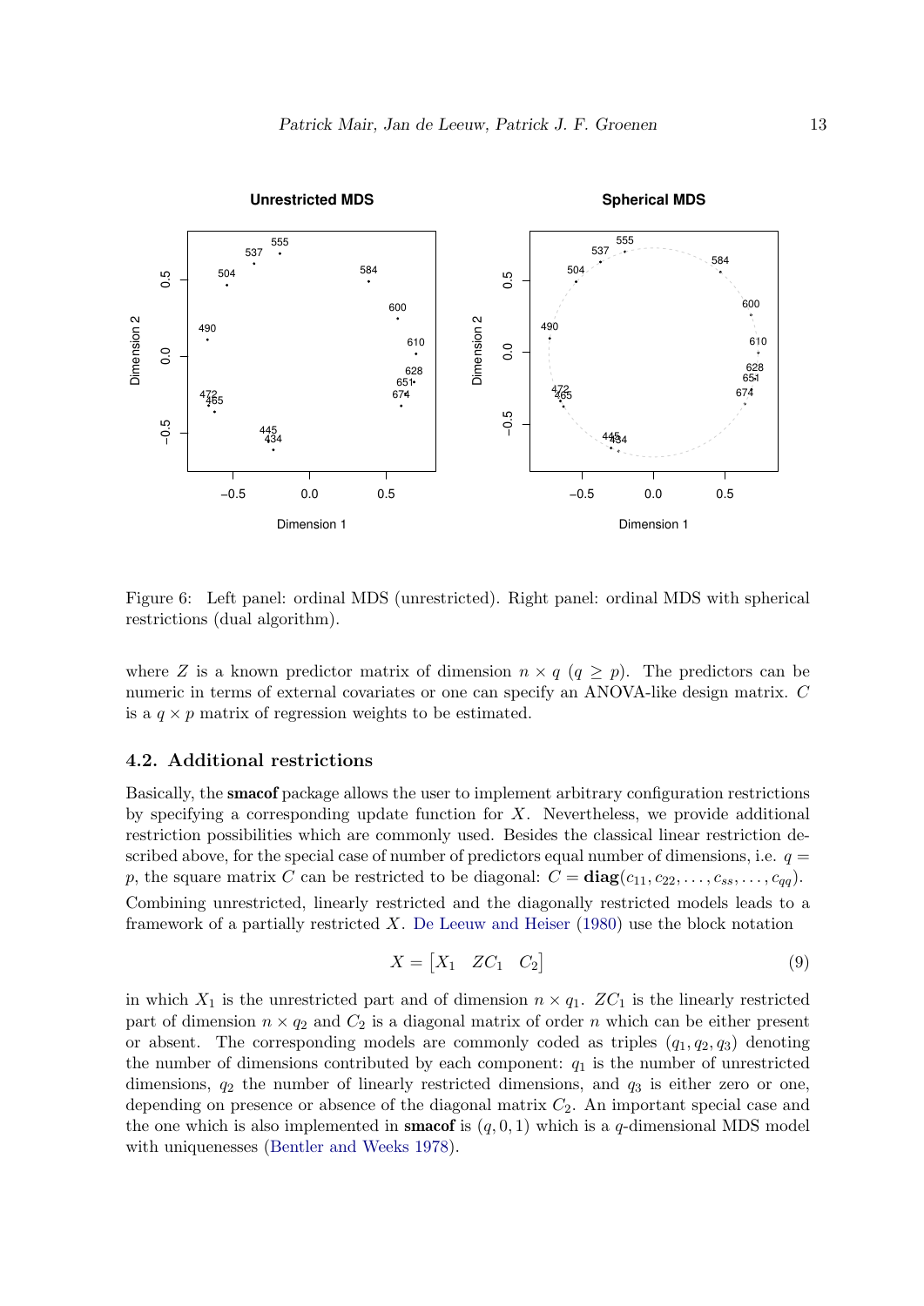Figure 6: Left panel: ordinal MDS (unrestricted). Right panel: ordinal MDS with spherical restrictions (dual algorithm).

where $Z$ is a known predictor matrix of dimension $n \times q$ ($q \geq p$). The predictors can be numeric in terms of external covariates or one can specify an ANOVA-like design matrix. $C$ is a $q \times p$ matrix of regression weights to be estimated.

## 4.2. Additional restrictions

Basically, the **smacof** package allows the user to implement arbitrary configuration restrictions by specifying a corresponding update function for $X$. Nevertheless, we provide additional restriction possibilities which are commonly used. Besides the classical linear restriction described above, for the special case of number of predictors equal number of dimensions, i.e. $q = p$, the square matrix $C$ can be restricted to be diagonal: $C = \mathbf{diag}(c_{11}, c_{22}, \ldots, c_{ss}, \ldots, c_{qq})$.

Combining unrestricted, linearly restricted and the diagonally restricted models leads to a framework of a partially restricted $X$. De Leeuw and Heiser (1980) use the block notation

$$X = \begin{bmatrix} X_1 & ZC_1 & C_2 \end{bmatrix} \tag{9}$$

in which $X_1$ is the unrestricted part and of dimension $n \times q_1$. $ZC_1$ is the linearly restricted part of dimension $n \times q_2$ and $C_2$ is a diagonal matrix of order $n$ which can be either present or absent. The corresponding models are commonly coded as triples $(q_1, q_2, q_3)$ denoting the number of dimensions contributed by each component: $q_1$ is the number of unrestricted dimensions, $q_2$ the number of linearly restricted dimensions, and $q_3$ is either zero or one, depending on presence or absence of the diagonal matrix $C_2$. An important special case and the one which is also implemented in **smacof** is $(q, 0, 1)$ which is a $q$-dimensional MDS model with uniquenesses (Bentler and Weeks 1978).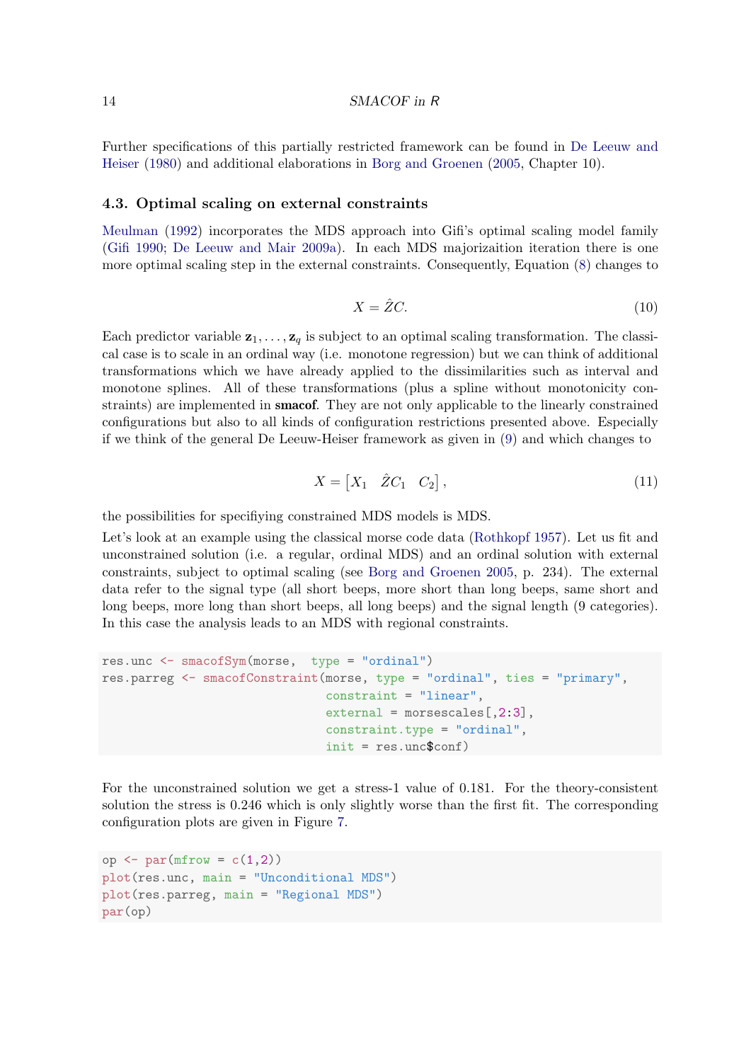Further specifications of this partially restricted framework can be found in De Leeuw and Heiser (1980) and additional elaborations in Borg and Groenen (2005, Chapter 10).

### 4.3. Optimal scaling on external constraints

Meulman (1992) incorporates the MDS approach into Gifi's optimal scaling model family (Gifi 1990; De Leeuw and Mair 2009a). In each MDS majorizaition iteration there is one more optimal scaling step in the external constraints. Consequently, Equation (8) changes to

$$X = \hat{Z}C. \tag{10}$$

Each predictor variable $\mathbf{z}_1, \ldots, \mathbf{z}_q$ is subject to an optimal scaling transformation. The classical case is to scale in an ordinal way (i.e. monotone regression) but we can think of additional transformations which we have already applied to the dissimilarities such as interval and monotone splines. All of these transformations (plus a spline without monotonicity constraints) are implemented in **smacof**. They are not only applicable to the linearly constrained configurations but also to all kinds of configuration restrictions presented above. Especially if we think of the general De Leeuw-Heiser framework as given in (9) and which changes to

$$X = \begin{bmatrix} X_1 & \hat{Z}C_1 & C_2 \end{bmatrix}, \tag{11}$$

the possibilities for specifiying constrained MDS models is MDS.

Let's look at an example using the classical morse code data (Rothkopf 1957). Let us fit and unconstrained solution (i.e. a regular, ordinal MDS) and an ordinal solution with external constraints, subject to optimal scaling (see Borg and Groenen 2005, p. 234). The external data refer to the signal type (all short beeps, more short than long beeps, same short and long beeps, more long than short beeps, all long beeps) and the signal length (9 categories). In this case the analysis leads to an MDS with regional constraints.

```
res.unc <- smacofSym(morse,  type = "ordinal")
res.parreg <- smacofConstraint(morse, type = "ordinal", ties = "primary",
                              constraint = "linear",
                              external = morsescales[,2:3],
                              constraint.type = "ordinal",
                              init = res.unc$conf)
```

For the unconstrained solution we get a stress-1 value of 0.181. For the theory-consistent solution the stress is 0.246 which is only slightly worse than the first fit. The corresponding configuration plots are given in Figure 7.

```
op <- par(mfrow = c(1,2))
plot(res.unc, main = "Unconditional MDS")
plot(res.parreg, main = "Regional MDS")
par(op)
```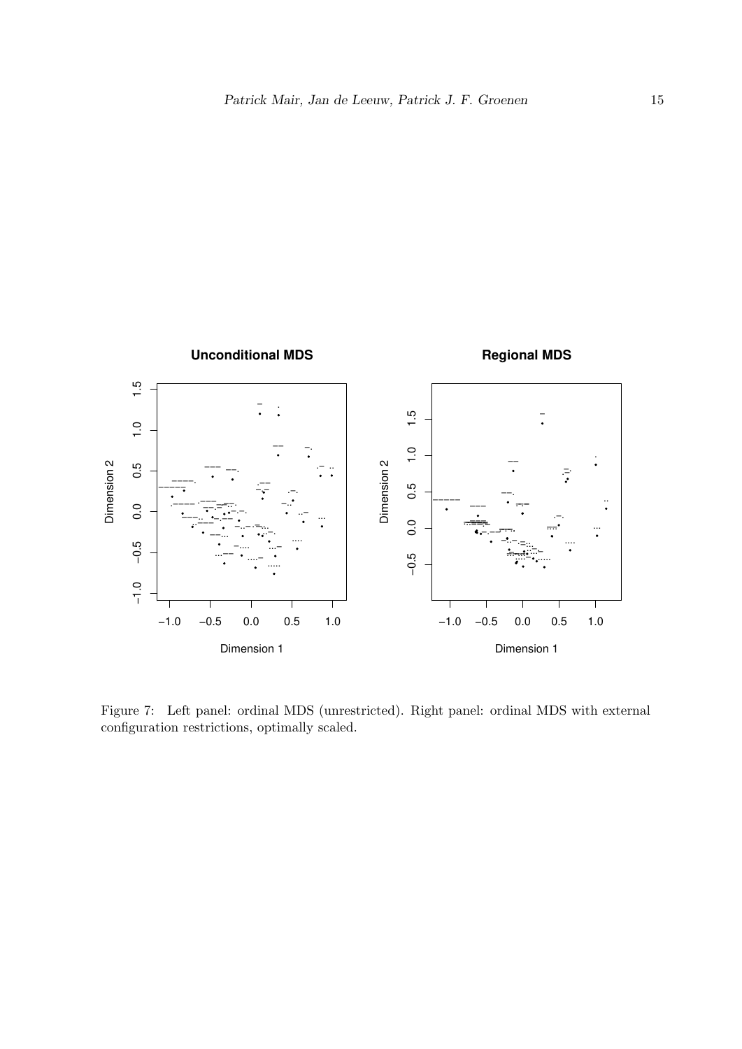Figure 7: Left panel: ordinal MDS (unrestricted). Right panel: ordinal MDS with external configuration restrictions, optimally scaled.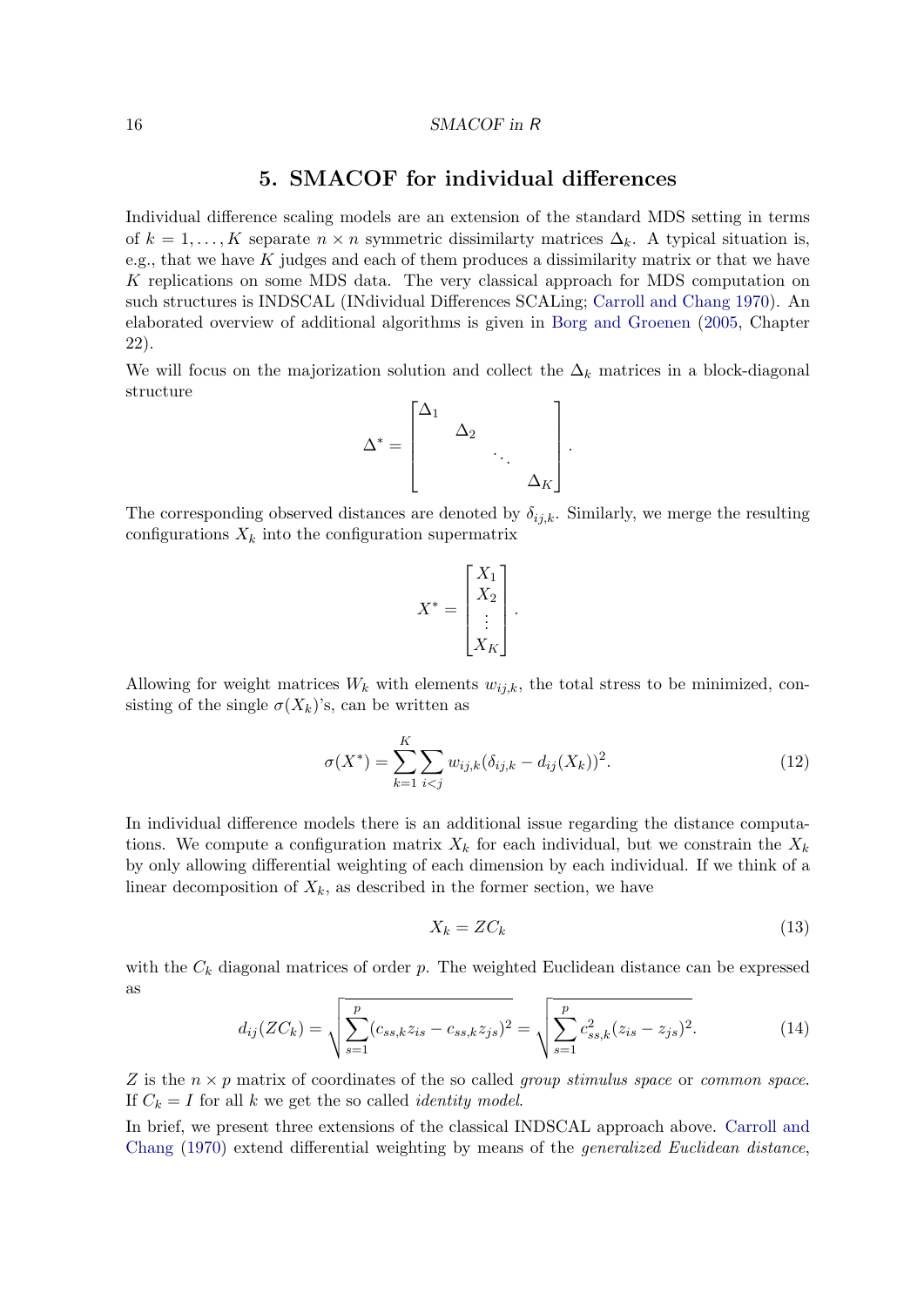# 5. SMACOF for individual differences

Individual difference scaling models are an extension of the standard MDS setting in terms of $k = 1, \ldots, K$ separate $n \times n$ symmetric dissimilarty matrices $\Delta_k$. A typical situation is, e.g., that we have $K$ judges and each of them produces a dissimilarity matrix or that we have $K$ replications on some MDS data. The very classical approach for MDS computation on such structures is INDSCAL (INdividual Differences SCALing; Carroll and Chang 1970). An elaborated overview of additional algorithms is given in Borg and Groenen (2005, Chapter 22).

We will focus on the majorization solution and collect the $\Delta_k$ matrices in a block-diagonal structure

$$\Delta^* = \begin{bmatrix} \Delta_1 & & & \\ & \Delta_2 & & \\ & & \ddots & \\ & & & \Delta_K \end{bmatrix}.$$

The corresponding observed distances are denoted by $\delta_{ij,k}$. Similarly, we merge the resulting configurations $X_k$ into the configuration supermatrix

$$X^* = \begin{bmatrix} X_1 \\ X_2 \\ \vdots \\ X_K \end{bmatrix}.$$

Allowing for weight matrices $W_k$ with elements $w_{ij,k}$, the total stress to be minimized, consisting of the single $\sigma(X_k)$'s, can be written as

$$\sigma(X^*) = \sum_{k=1}^{K} \sum_{i<j} w_{ij,k}(\delta_{ij,k} - d_{ij}(X_k))^2. \tag{12}$$

In individual difference models there is an additional issue regarding the distance computations. We compute a configuration matrix $X_k$ for each individual, but we constrain the $X_k$ by only allowing differential weighting of each dimension by each individual. If we think of a linear decomposition of $X_k$, as described in the former section, we have

$$X_k = ZC_k \tag{13}$$

with the $C_k$ diagonal matrices of order $p$. The weighted Euclidean distance can be expressed as

$$d_{ij}(ZC_k) = \sqrt{\sum_{s=1}^{p} (c_{ss,k} z_{is} - c_{ss,k} z_{js})^2} = \sqrt{\sum_{s=1}^{p} c_{ss,k}^2 (z_{is} - z_{js})^2}. \tag{14}$$

$Z$ is the $n \times p$ matrix of coordinates of the so called *group stimulus space* or *common space*. If $C_k = I$ for all $k$ we get the so called *identity model*.

In brief, we present three extensions of the classical INDSCAL approach above. Carroll and Chang (1970) extend differential weighting by means of the *generalized Euclidean distance*,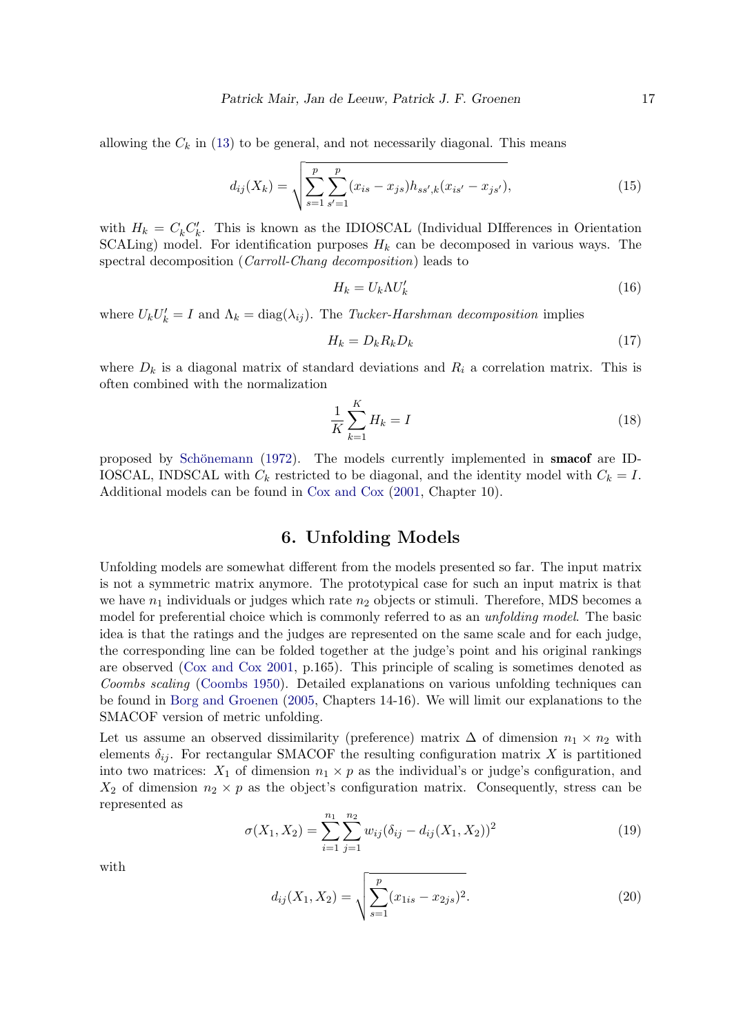allowing the $C_k$ in (13) to be general, and not necessarily diagonal. This means

$$d_{ij}(X_k) = \sqrt{\sum_{s=1}^{p}\sum_{s'=1}^{p}(x_{is} - x_{js})h_{ss',k}(x_{is'} - x_{js'})}, \tag{15}$$

with $H_k = C_k C_k'$. This is known as the IDIOSCAL (Individual DIfferences in Orientation SCALing) model. For identification purposes $H_k$ can be decomposed in various ways. The spectral decomposition (*Carroll-Chang decomposition*) leads to

$$H_k = U_k \Lambda U_k' \tag{16}$$

where $U_k U_k' = I$ and $\Lambda_k = \text{diag}(\lambda_{ij})$. The *Tucker-Harshman decomposition* implies

$$H_k = D_k R_k D_k \tag{17}$$

where $D_k$ is a diagonal matrix of standard deviations and $R_i$ a correlation matrix. This is often combined with the normalization

$$\frac{1}{K}\sum_{k=1}^{K} H_k = I \tag{18}$$

proposed by Schönemann (1972). The models currently implemented in **smacof** are IDIOSCAL, INDSCAL with $C_k$ restricted to be diagonal, and the identity model with $C_k = I$. Additional models can be found in Cox and Cox (2001, Chapter 10).

## 6. Unfolding Models

Unfolding models are somewhat different from the models presented so far. The input matrix is not a symmetric matrix anymore. The prototypical case for such an input matrix is that we have $n_1$ individuals or judges which rate $n_2$ objects or stimuli. Therefore, MDS becomes a model for preferential choice which is commonly referred to as an *unfolding model*. The basic idea is that the ratings and the judges are represented on the same scale and for each judge, the corresponding line can be folded together at the judge's point and his original rankings are observed (Cox and Cox 2001, p.165). This principle of scaling is sometimes denoted as *Coombs scaling* (Coombs 1950). Detailed explanations on various unfolding techniques can be found in Borg and Groenen (2005, Chapters 14-16). We will limit our explanations to the SMACOF version of metric unfolding.

Let us assume an observed dissimilarity (preference) matrix $\Delta$ of dimension $n_1 \times n_2$ with elements $\delta_{ij}$. For rectangular SMACOF the resulting configuration matrix $X$ is partitioned into two matrices: $X_1$ of dimension $n_1 \times p$ as the individual's or judge's configuration, and $X_2$ of dimension $n_2 \times p$ as the object's configuration matrix. Consequently, stress can be represented as

$$\sigma(X_1, X_2) = \sum_{i=1}^{n_1}\sum_{j=1}^{n_2} w_{ij}(\delta_{ij} - d_{ij}(X_1, X_2))^2 \tag{19}$$

with

$$d_{ij}(X_1, X_2) = \sqrt{\sum_{s=1}^{p}(x_{1is} - x_{2js})^2}. \tag{20}$$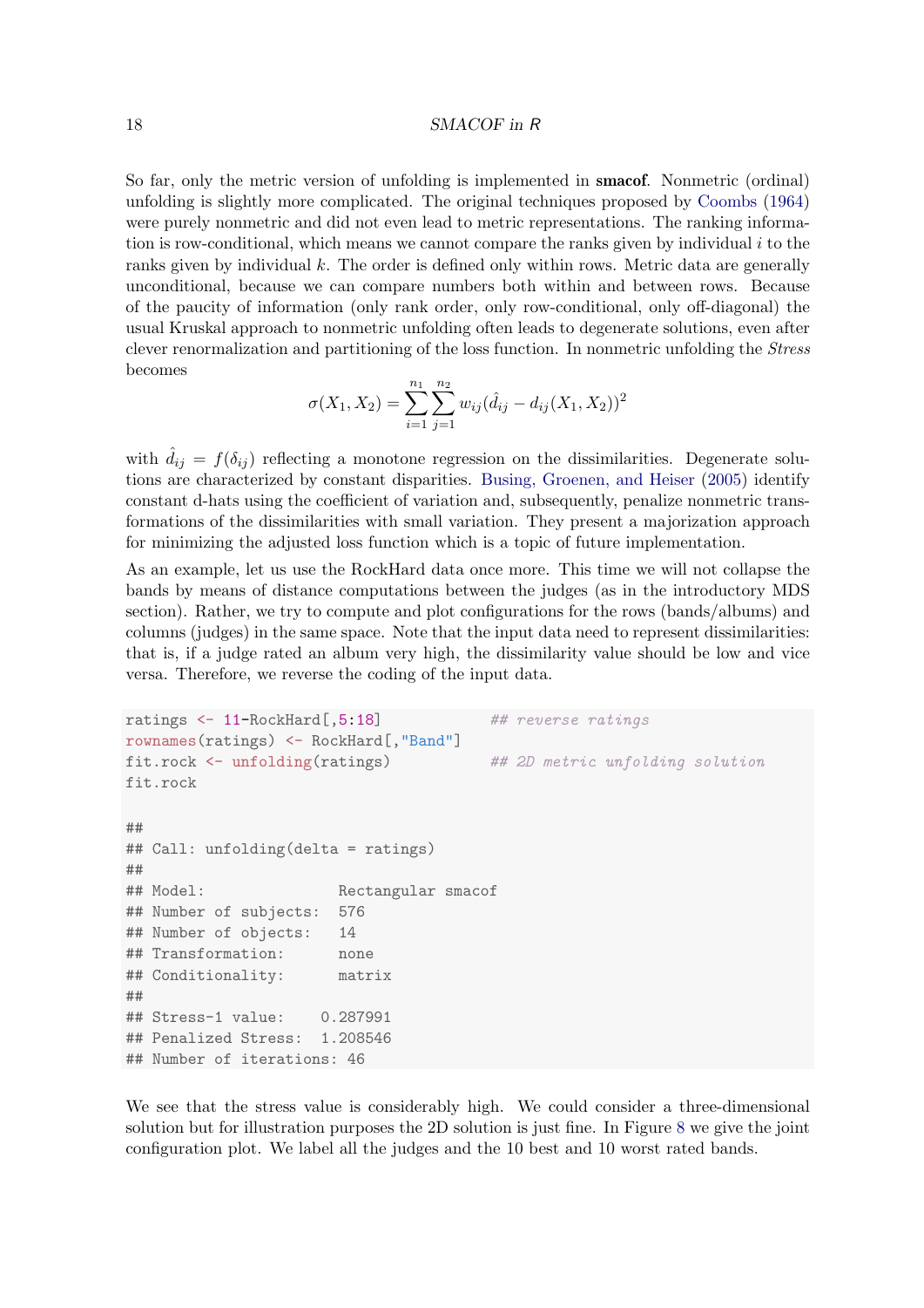So far, only the metric version of unfolding is implemented in **smacof**. Nonmetric (ordinal) unfolding is slightly more complicated. The original techniques proposed by Coombs (1964) were purely nonmetric and did not even lead to metric representations. The ranking information is row-conditional, which means we cannot compare the ranks given by individual $i$ to the ranks given by individual $k$. The order is defined only within rows. Metric data are generally unconditional, because we can compare numbers both within and between rows. Because of the paucity of information (only rank order, only row-conditional, only off-diagonal) the usual Kruskal approach to nonmetric unfolding often leads to degenerate solutions, even after clever renormalization and partitioning of the loss function. In nonmetric unfolding the *Stress* becomes

$$\sigma(X_1, X_2) = \sum_{i=1}^{n_1} \sum_{j=1}^{n_2} w_{ij}(\hat{d}_{ij} - d_{ij}(X_1, X_2))^2$$

with $\hat{d}_{ij} = f(\delta_{ij})$ reflecting a monotone regression on the dissimilarities. Degenerate solutions are characterized by constant disparities. Busing, Groenen, and Heiser (2005) identify constant d-hats using the coefficient of variation and, subsequently, penalize nonmetric transformations of the dissimilarities with small variation. They present a majorization approach for minimizing the adjusted loss function which is a topic of future implementation.

As an example, let us use the RockHard data once more. This time we will not collapse the bands by means of distance computations between the judges (as in the introductory MDS section). Rather, we try to compute and plot configurations for the rows (bands/albums) and columns (judges) in the same space. Note that the input data need to represent dissimilarities: that is, if a judge rated an album very high, the dissimilarity value should be low and vice versa. Therefore, we reverse the coding of the input data.

```
ratings <- 11-RockHard[,5:18]            ## reverse ratings
rownames(ratings) <- RockHard[,"Band"]
fit.rock <- unfolding(ratings)           ## 2D metric unfolding solution
fit.rock

##
## Call: unfolding(delta = ratings)
##
## Model:               Rectangular smacof
## Number of subjects:  576
## Number of objects:   14
## Transformation:      none
## Conditionality:      matrix
##
## Stress-1 value:    0.287991
## Penalized Stress:  1.208546
## Number of iterations: 46
```

We see that the stress value is considerably high. We could consider a three-dimensional solution but for illustration purposes the 2D solution is just fine. In Figure 8 we give the joint configuration plot. We label all the judges and the 10 best and 10 worst rated bands.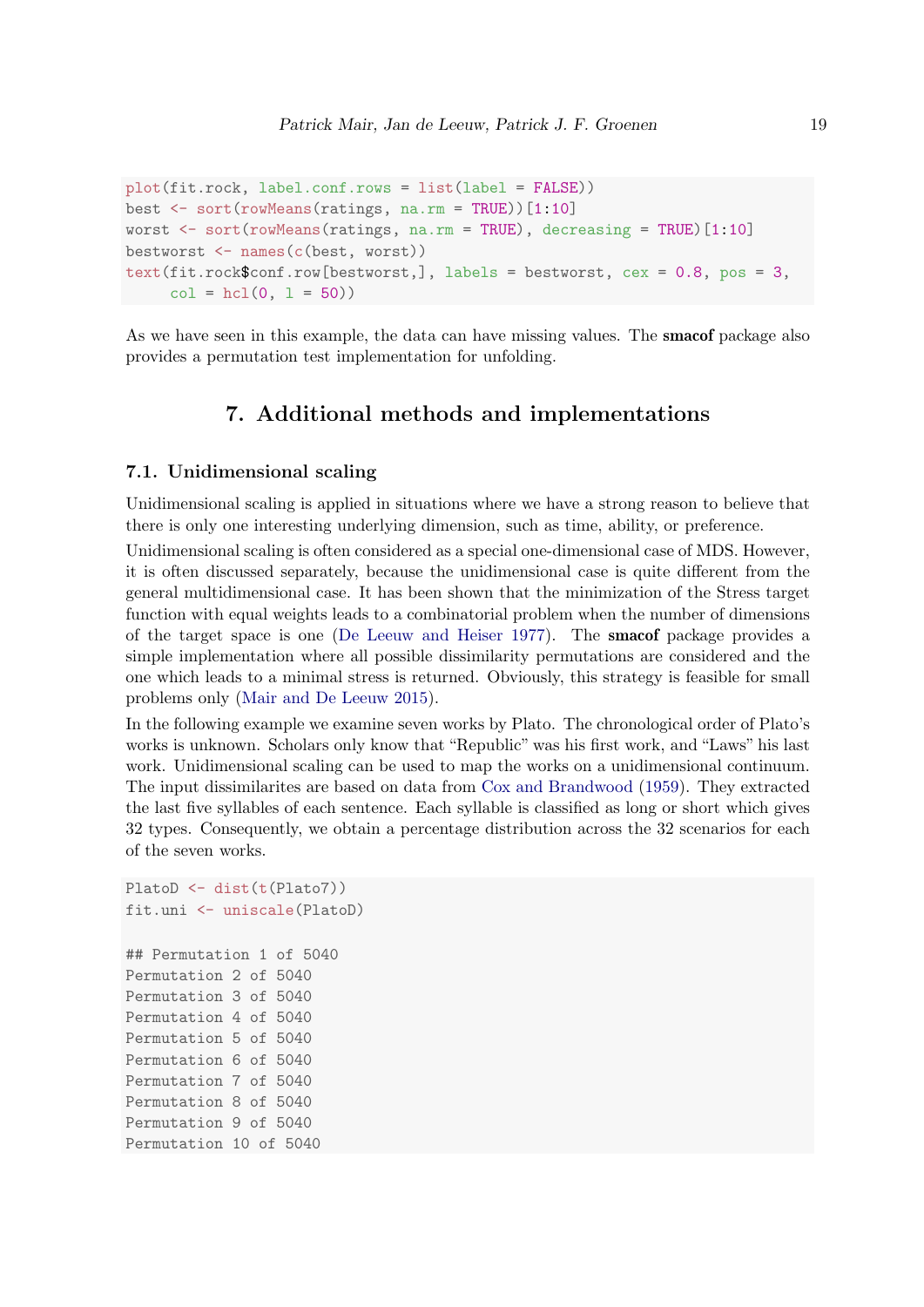```
plot(fit.rock, label.conf.rows = list(label = FALSE))
best <- sort(rowMeans(ratings, na.rm = TRUE))[1:10]
worst <- sort(rowMeans(ratings, na.rm = TRUE), decreasing = TRUE)[1:10]
bestworst <- names(c(best, worst))
text(fit.rock$conf.row[bestworst,], labels = bestworst, cex = 0.8, pos = 3,
     col = hcl(0, l = 50))
```

As we have seen in this example, the data can have missing values. The **smacof** package also provides a permutation test implementation for unfolding.

# 7. Additional methods and implementations

## 7.1. Unidimensional scaling

Unidimensional scaling is applied in situations where we have a strong reason to believe that there is only one interesting underlying dimension, such as time, ability, or preference.

Unidimensional scaling is often considered as a special one-dimensional case of MDS. However, it is often discussed separately, because the unidimensional case is quite different from the general multidimensional case. It has been shown that the minimization of the Stress target function with equal weights leads to a combinatorial problem when the number of dimensions of the target space is one (De Leeuw and Heiser 1977). The **smacof** package provides a simple implementation where all possible dissimilarity permutations are considered and the one which leads to a minimal stress is returned. Obviously, this strategy is feasible for small problems only (Mair and De Leeuw 2015).

In the following example we examine seven works by Plato. The chronological order of Plato's works is unknown. Scholars only know that "Republic" was his first work, and "Laws" his last work. Unidimensional scaling can be used to map the works on a unidimensional continuum. The input dissimilarites are based on data from Cox and Brandwood (1959). They extracted the last five syllables of each sentence. Each syllable is classified as long or short which gives 32 types. Consequently, we obtain a percentage distribution across the 32 scenarios for each of the seven works.

```
PlatoD <- dist(t(Plato7))
fit.uni <- uniscale(PlatoD)

## Permutation 1 of 5040
Permutation 2 of 5040
Permutation 3 of 5040
Permutation 4 of 5040
Permutation 5 of 5040
Permutation 6 of 5040
Permutation 7 of 5040
Permutation 8 of 5040
Permutation 9 of 5040
Permutation 10 of 5040
```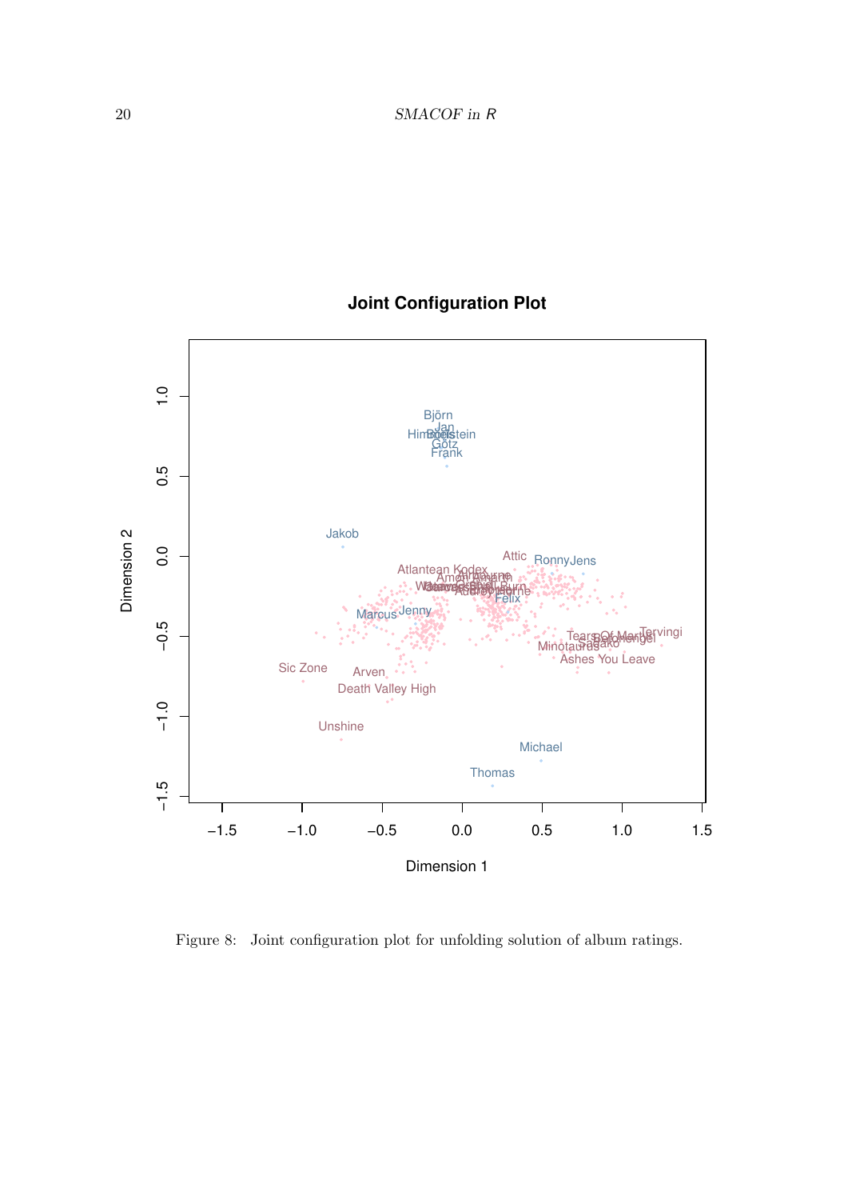Figure 8: Joint configuration plot for unfolding solution of album ratings.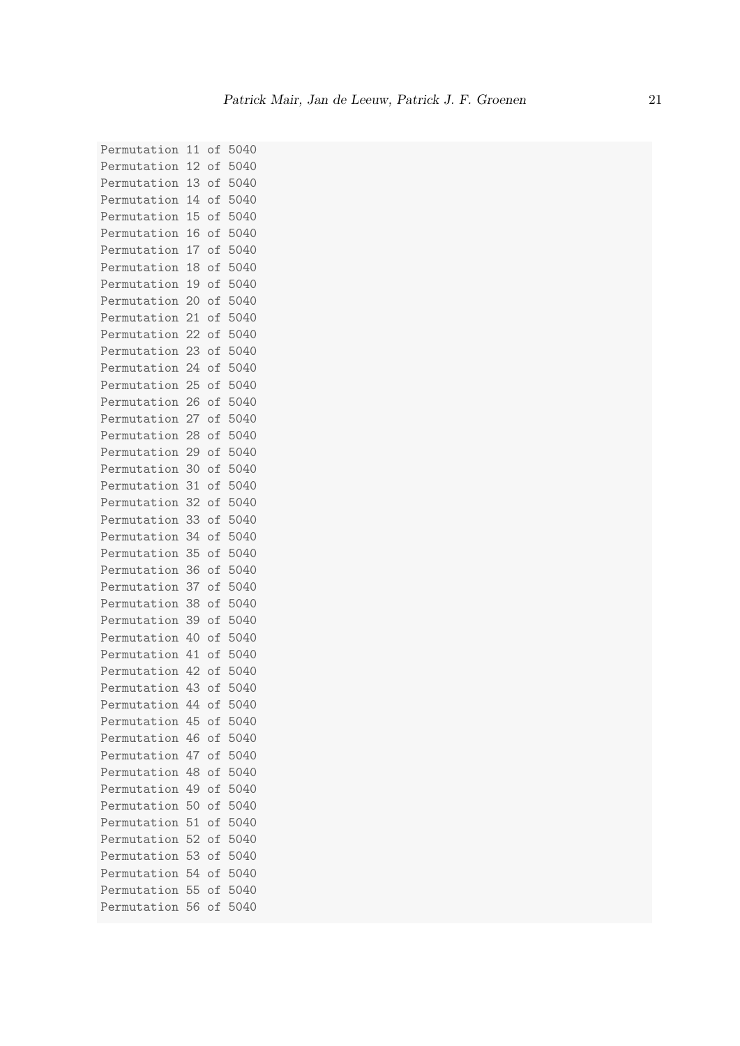```
Permutation 11 of 5040
Permutation 12 of 5040
Permutation 13 of 5040
Permutation 14 of 5040
Permutation 15 of 5040
Permutation 16 of 5040
Permutation 17 of 5040
Permutation 18 of 5040
Permutation 19 of 5040
Permutation 20 of 5040
Permutation 21 of 5040
Permutation 22 of 5040
Permutation 23 of 5040
Permutation 24 of 5040
Permutation 25 of 5040
Permutation 26 of 5040
Permutation 27 of 5040
Permutation 28 of 5040
Permutation 29 of 5040
Permutation 30 of 5040
Permutation 31 of 5040
Permutation 32 of 5040
Permutation 33 of 5040
Permutation 34 of 5040
Permutation 35 of 5040
Permutation 36 of 5040
Permutation 37 of 5040
Permutation 38 of 5040
Permutation 39 of 5040
Permutation 40 of 5040
Permutation 41 of 5040
Permutation 42 of 5040
Permutation 43 of 5040
Permutation 44 of 5040
Permutation 45 of 5040
Permutation 46 of 5040
Permutation 47 of 5040
Permutation 48 of 5040
Permutation 49 of 5040
Permutation 50 of 5040
Permutation 51 of 5040
Permutation 52 of 5040
Permutation 53 of 5040
Permutation 54 of 5040
Permutation 55 of 5040
Permutation 56 of 5040
```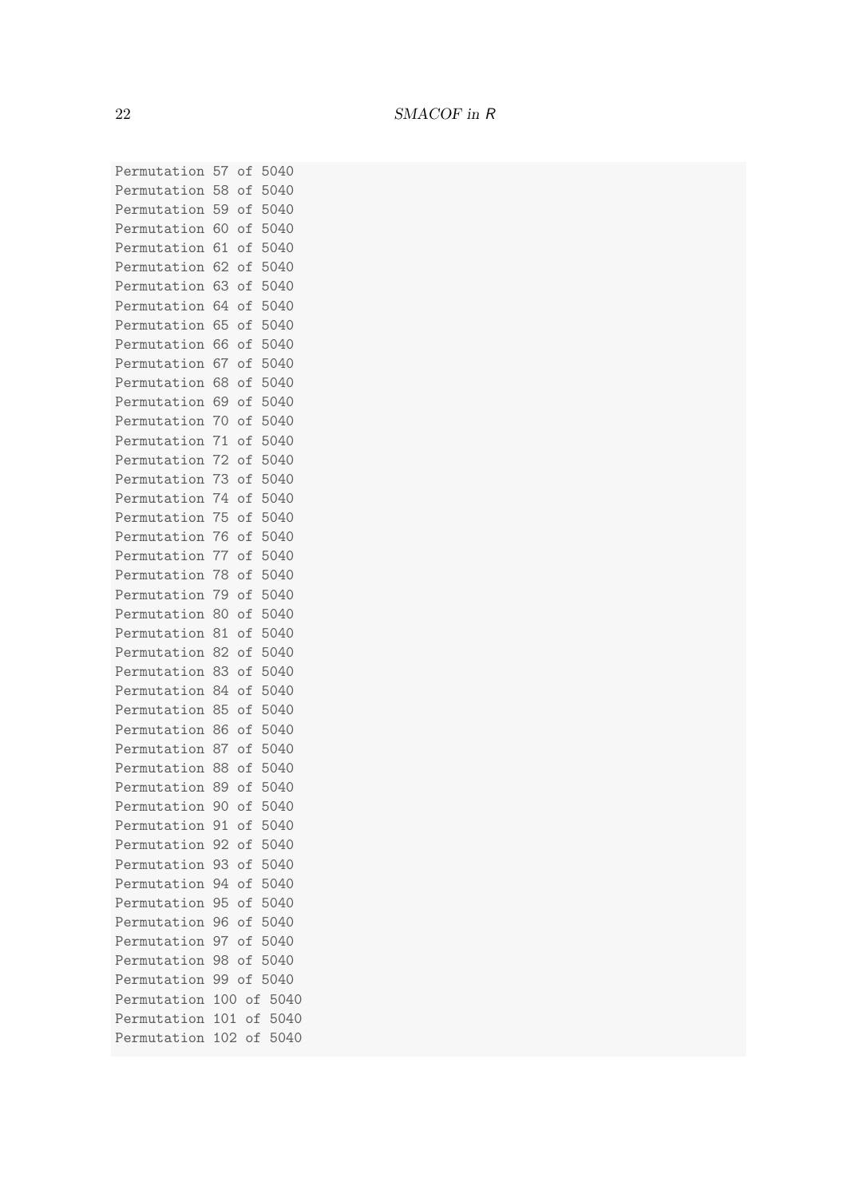```
Permutation 57 of 5040
Permutation 58 of 5040
Permutation 59 of 5040
Permutation 60 of 5040
Permutation 61 of 5040
Permutation 62 of 5040
Permutation 63 of 5040
Permutation 64 of 5040
Permutation 65 of 5040
Permutation 66 of 5040
Permutation 67 of 5040
Permutation 68 of 5040
Permutation 69 of 5040
Permutation 70 of 5040
Permutation 71 of 5040
Permutation 72 of 5040
Permutation 73 of 5040
Permutation 74 of 5040
Permutation 75 of 5040
Permutation 76 of 5040
Permutation 77 of 5040
Permutation 78 of 5040
Permutation 79 of 5040
Permutation 80 of 5040
Permutation 81 of 5040
Permutation 82 of 5040
Permutation 83 of 5040
Permutation 84 of 5040
Permutation 85 of 5040
Permutation 86 of 5040
Permutation 87 of 5040
Permutation 88 of 5040
Permutation 89 of 5040
Permutation 90 of 5040
Permutation 91 of 5040
Permutation 92 of 5040
Permutation 93 of 5040
Permutation 94 of 5040
Permutation 95 of 5040
Permutation 96 of 5040
Permutation 97 of 5040
Permutation 98 of 5040
Permutation 99 of 5040
Permutation 100 of 5040
Permutation 101 of 5040
Permutation 102 of 5040
```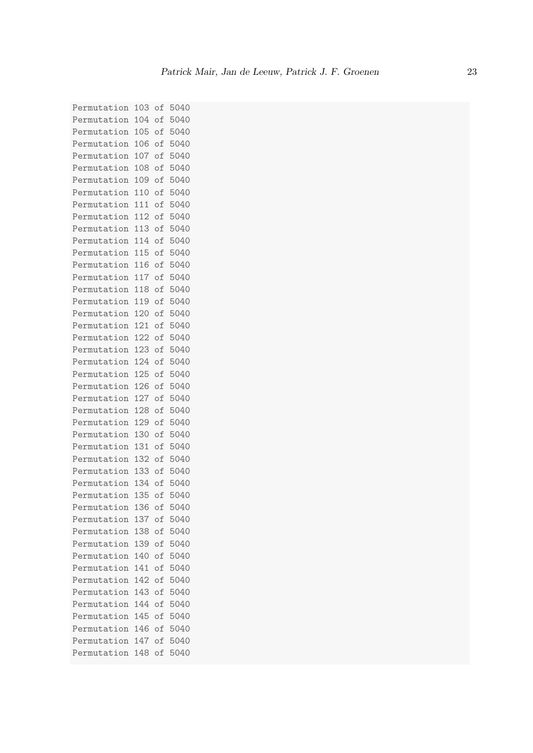```
Permutation 103 of 5040
Permutation 104 of 5040
Permutation 105 of 5040
Permutation 106 of 5040
Permutation 107 of 5040
Permutation 108 of 5040
Permutation 109 of 5040
Permutation 110 of 5040
Permutation 111 of 5040
Permutation 112 of 5040
Permutation 113 of 5040
Permutation 114 of 5040
Permutation 115 of 5040
Permutation 116 of 5040
Permutation 117 of 5040
Permutation 118 of 5040
Permutation 119 of 5040
Permutation 120 of 5040
Permutation 121 of 5040
Permutation 122 of 5040
Permutation 123 of 5040
Permutation 124 of 5040
Permutation 125 of 5040
Permutation 126 of 5040
Permutation 127 of 5040
Permutation 128 of 5040
Permutation 129 of 5040
Permutation 130 of 5040
Permutation 131 of 5040
Permutation 132 of 5040
Permutation 133 of 5040
Permutation 134 of 5040
Permutation 135 of 5040
Permutation 136 of 5040
Permutation 137 of 5040
Permutation 138 of 5040
Permutation 139 of 5040
Permutation 140 of 5040
Permutation 141 of 5040
Permutation 142 of 5040
Permutation 143 of 5040
Permutation 144 of 5040
Permutation 145 of 5040
Permutation 146 of 5040
Permutation 147 of 5040
Permutation 148 of 5040
```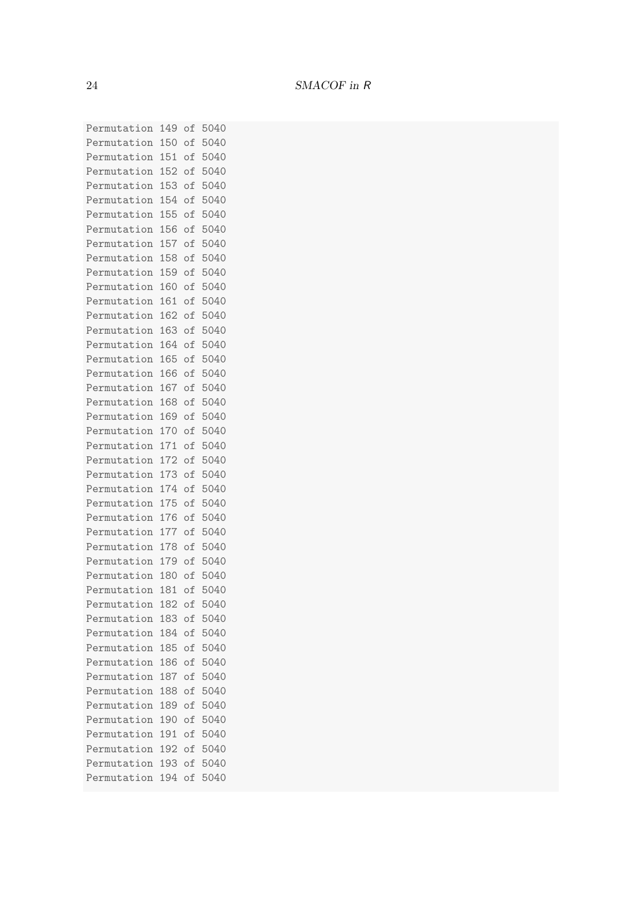```
Permutation 149 of 5040
Permutation 150 of 5040
Permutation 151 of 5040
Permutation 152 of 5040
Permutation 153 of 5040
Permutation 154 of 5040
Permutation 155 of 5040
Permutation 156 of 5040
Permutation 157 of 5040
Permutation 158 of 5040
Permutation 159 of 5040
Permutation 160 of 5040
Permutation 161 of 5040
Permutation 162 of 5040
Permutation 163 of 5040
Permutation 164 of 5040
Permutation 165 of 5040
Permutation 166 of 5040
Permutation 167 of 5040
Permutation 168 of 5040
Permutation 169 of 5040
Permutation 170 of 5040
Permutation 171 of 5040
Permutation 172 of 5040
Permutation 173 of 5040
Permutation 174 of 5040
Permutation 175 of 5040
Permutation 176 of 5040
Permutation 177 of 5040
Permutation 178 of 5040
Permutation 179 of 5040
Permutation 180 of 5040
Permutation 181 of 5040
Permutation 182 of 5040
Permutation 183 of 5040
Permutation 184 of 5040
Permutation 185 of 5040
Permutation 186 of 5040
Permutation 187 of 5040
Permutation 188 of 5040
Permutation 189 of 5040
Permutation 190 of 5040
Permutation 191 of 5040
Permutation 192 of 5040
Permutation 193 of 5040
Permutation 194 of 5040
```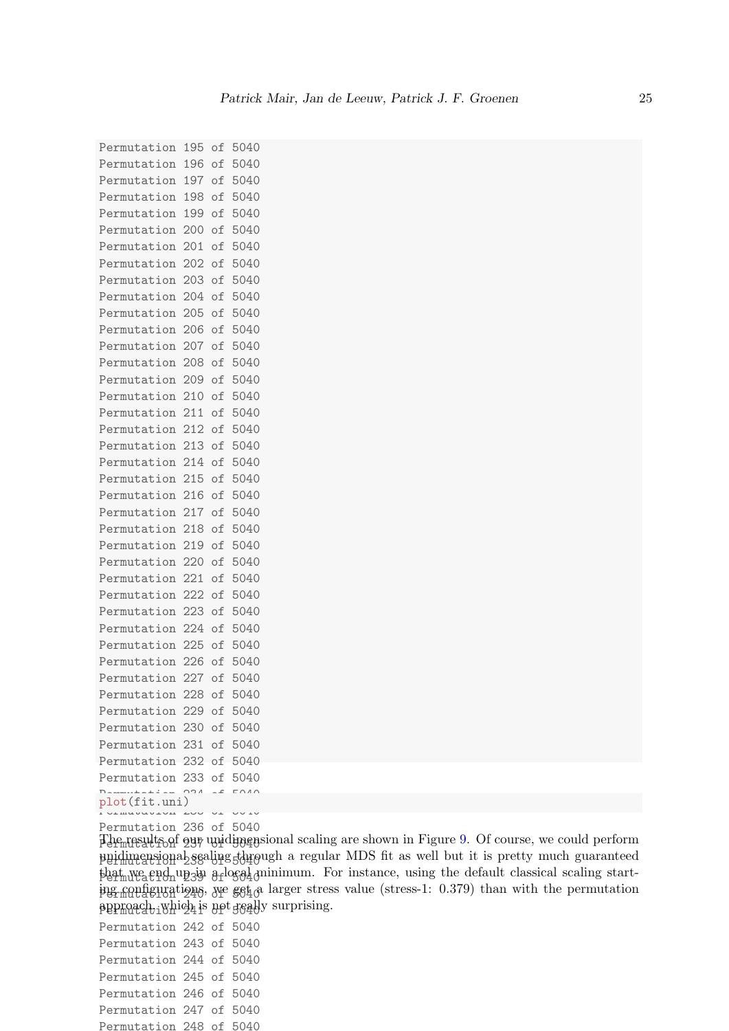```
Permutation 195 of 5040
Permutation 196 of 5040
Permutation 197 of 5040
Permutation 198 of 5040
Permutation 199 of 5040
Permutation 200 of 5040
Permutation 201 of 5040
Permutation 202 of 5040
Permutation 203 of 5040
Permutation 204 of 5040
Permutation 205 of 5040
Permutation 206 of 5040
Permutation 207 of 5040
Permutation 208 of 5040
Permutation 209 of 5040
Permutation 210 of 5040
Permutation 211 of 5040
Permutation 212 of 5040
Permutation 213 of 5040
Permutation 214 of 5040
Permutation 215 of 5040
Permutation 216 of 5040
Permutation 217 of 5040
Permutation 218 of 5040
Permutation 219 of 5040
Permutation 220 of 5040
Permutation 221 of 5040
Permutation 222 of 5040
Permutation 223 of 5040
Permutation 224 of 5040
Permutation 225 of 5040
Permutation 226 of 5040
Permutation 227 of 5040
Permutation 228 of 5040
Permutation 229 of 5040
Permutation 230 of 5040
Permutation 231 of 5040
Permutation 232 of 5040
Permutation 233 of 5040
Permutation 234 of 5040
Permutation 235 of 5040
Permutation 236 of 5040
Permutation 237 of 5040
Permutation 238 of 5040
Permutation 239 of 5040
Permutation 240 of 5040
Permutation 241 of 5040
Permutation 242 of 5040
Permutation 243 of 5040
Permutation 244 of 5040
Permutation 245 of 5040
Permutation 246 of 5040
Permutation 247 of 5040
Permutation 248 of 5040
```

```
plot(fit.uni)
```

The results of our unidimensional scaling are shown in Figure 9. Of course, we could perform unidimensional scaling through a regular MDS fit as well but it is pretty much guaranteed that we end up in a local minimum. For instance, using the default classical scaling starting configurations, we get a larger stress value (stress-1: 0.379) than with the permutation approach, which is not really surprising.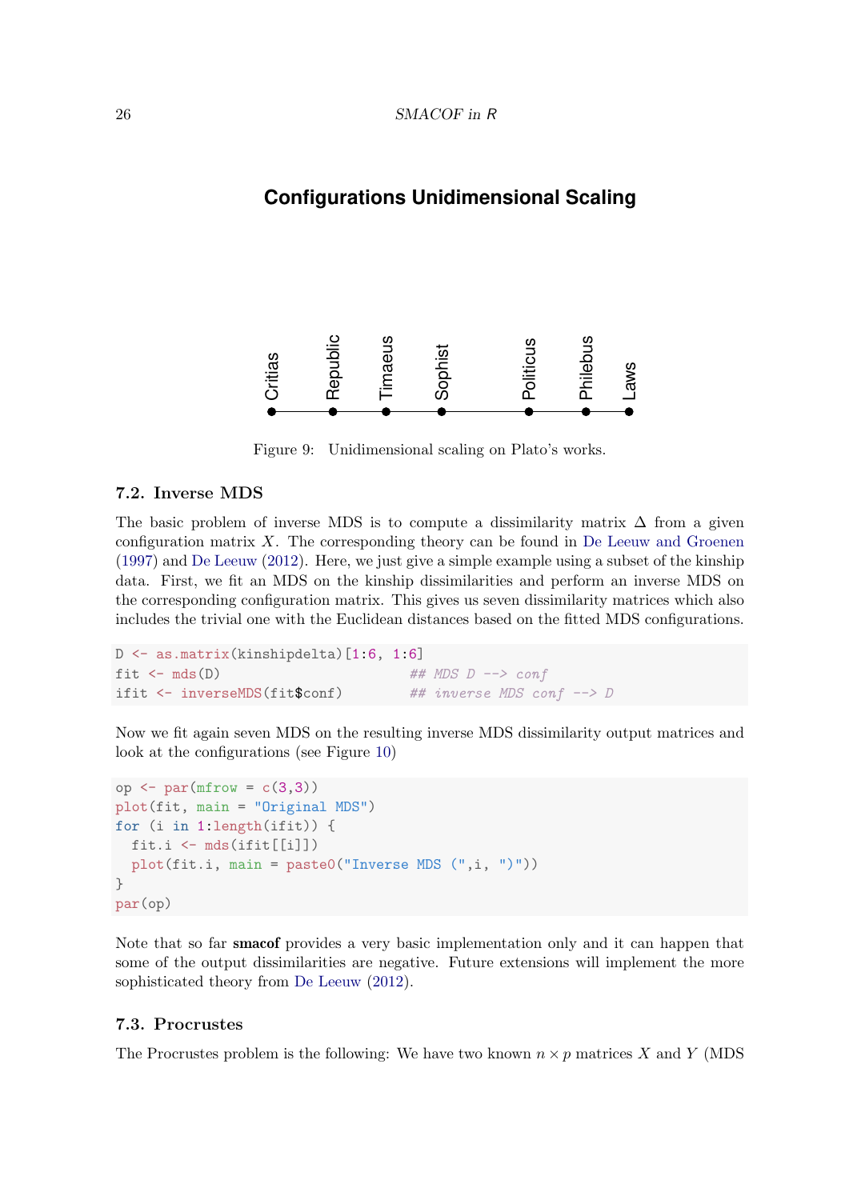**Configurations Unidimensional Scaling**

Critias Republic Timaeus Sophist Politicus Philebus Laws

Figure 9: Unidimensional scaling on Plato's works.

### 7.2. Inverse MDS

The basic problem of inverse MDS is to compute a dissimilarity matrix $\Delta$ from a given configuration matrix $X$. The corresponding theory can be found in De Leeuw and Groenen (1997) and De Leeuw (2012). Here, we just give a simple example using a subset of the kinship data. First, we fit an MDS on the kinship dissimilarities and perform an inverse MDS on the corresponding configuration matrix. This gives us seven dissimilarity matrices which also includes the trivial one with the Euclidean distances based on the fitted MDS configurations.

```
D <- as.matrix(kinshipdelta)[1:6, 1:6]
fit <- mds(D)                      ## MDS D --> conf
ifit <- inverseMDS(fit$conf)       ## inverse MDS conf --> D
```

Now we fit again seven MDS on the resulting inverse MDS dissimilarity output matrices and look at the configurations (see Figure 10)

```
op <- par(mfrow = c(3,3))
plot(fit, main = "Original MDS")
for (i in 1:length(ifit)) {
  fit.i <- mds(ifit[[i]])
  plot(fit.i, main = paste0("Inverse MDS (",i, ")"))
}
par(op)
```

Note that so far **smacof** provides a very basic implementation only and it can happen that some of the output dissimilarities are negative. Future extensions will implement the more sophisticated theory from De Leeuw (2012).

### 7.3. Procrustes

The Procrustes problem is the following: We have two known $n \times p$ matrices $X$ and $Y$ (MDS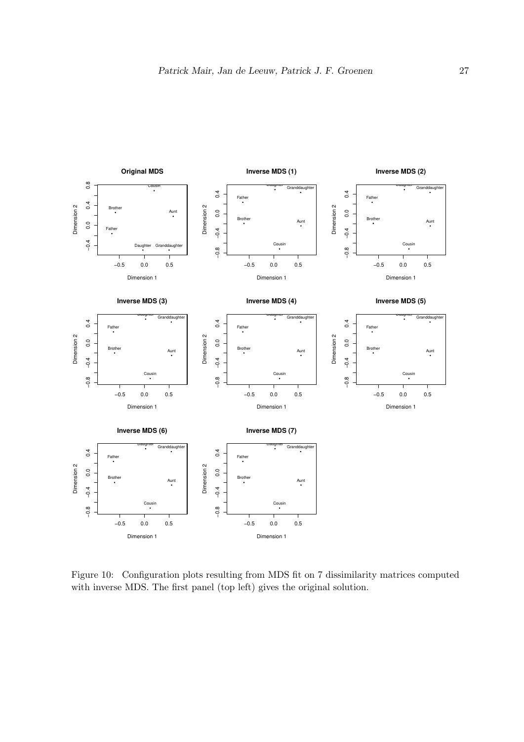Figure 10: Configuration plots resulting from MDS fit on 7 dissimilarity matrices computed with inverse MDS. The first panel (top left) gives the original solution.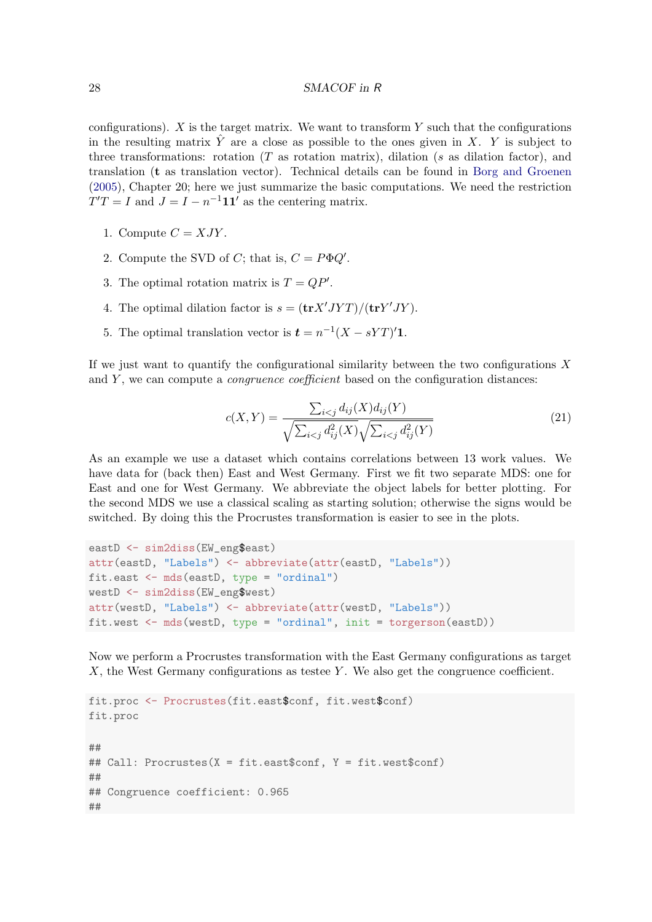configurations). $X$ is the target matrix. We want to transform $Y$ such that the configurations in the resulting matrix $\hat{Y}$ are a close as possible to the ones given in $X$. $Y$ is subject to three transformations: rotation ($T$ as rotation matrix), dilation ($s$ as dilation factor), and translation ($\mathbf{t}$ as translation vector). Technical details can be found in Borg and Groenen (2005), Chapter 20; here we just summarize the basic computations. We need the restriction $T'T = I$ and $J = I - n^{-1}\mathbf{1}\mathbf{1}'$ as the centering matrix.

1. Compute $C = XJY$.
2. Compute the SVD of $C$; that is, $C = P\Phi Q'$.
3. The optimal rotation matrix is $T = QP'$.
4. The optimal dilation factor is $s = (\mathbf{tr}X'JYT)/(\mathbf{tr}Y'JY)$.
5. The optimal translation vector is $\boldsymbol{t} = n^{-1}(X - sYT)'\mathbf{1}$.

If we just want to quantify the configurational similarity between the two configurations $X$ and $Y$, we can compute a *congruence coefficient* based on the configuration distances:

$$c(X,Y) = \frac{\sum_{i<j} d_{ij}(X)d_{ij}(Y)}{\sqrt{\sum_{i<j} d_{ij}^2(X)}\sqrt{\sum_{i<j} d_{ij}^2(Y)}} \tag{21}$$

As an example we use a dataset which contains correlations between 13 work values. We have data for (back then) East and West Germany. First we fit two separate MDS: one for East and one for West Germany. We abbreviate the object labels for better plotting. For the second MDS we use a classical scaling as starting solution; otherwise the signs would be switched. By doing this the Procrustes transformation is easier to see in the plots.

```
eastD <- sim2diss(EW_eng$east)
attr(eastD, "Labels") <- abbreviate(attr(eastD, "Labels"))
fit.east <- mds(eastD, type = "ordinal")
westD <- sim2diss(EW_eng$west)
attr(westD, "Labels") <- abbreviate(attr(westD, "Labels"))
fit.west <- mds(westD, type = "ordinal", init = torgerson(eastD))
```

Now we perform a Procrustes transformation with the East Germany configurations as target $X$, the West Germany configurations as testee $Y$. We also get the congruence coefficient.

```
fit.proc <- Procrustes(fit.east$conf, fit.west$conf)
fit.proc

##
## Call: Procrustes(X = fit.east$conf, Y = fit.west$conf)
##
## Congruence coefficient: 0.965
##
```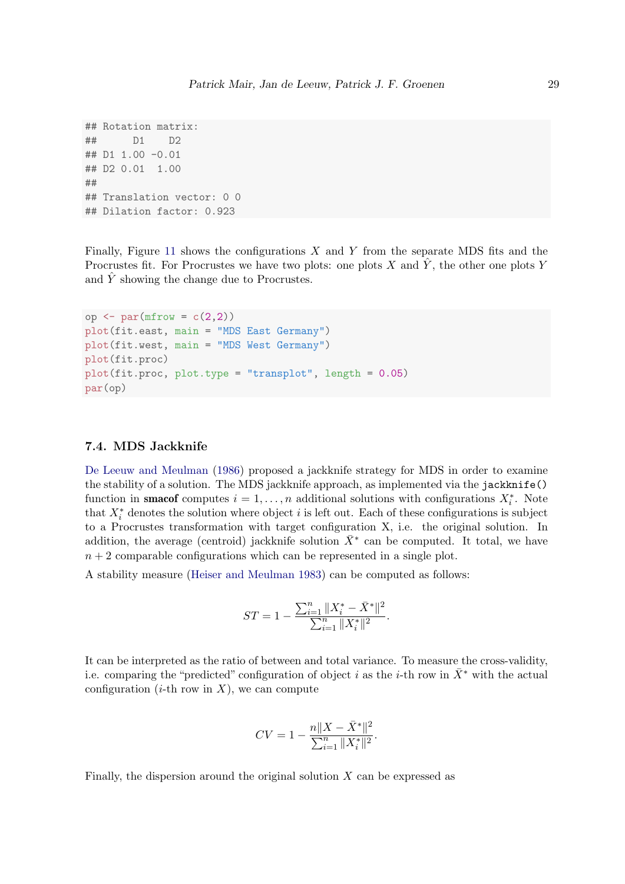```
## Rotation matrix:
##      D1    D2
## D1 1.00 -0.01
## D2 0.01  1.00
##
## Translation vector: 0 0
## Dilation factor: 0.923
```

Finally, Figure 11 shows the configurations $X$ and $Y$ from the separate MDS fits and the Procrustes fit. For Procrustes we have two plots: one plots $X$ and $\hat{Y}$, the other one plots $Y$ and $\hat{Y}$ showing the change due to Procrustes.

```
op <- par(mfrow = c(2,2))
plot(fit.east, main = "MDS East Germany")
plot(fit.west, main = "MDS West Germany")
plot(fit.proc)
plot(fit.proc, plot.type = "transplot", length = 0.05)
par(op)
```

### 7.4. MDS Jackknife

De Leeuw and Meulman (1986) proposed a jackknife strategy for MDS in order to examine the stability of a solution. The MDS jackknife approach, as implemented via the `jackknife()` function in **smacof** computes $i = 1, \ldots, n$ additional solutions with configurations $X_i^*$. Note that $X_i^*$ denotes the solution where object $i$ is left out. Each of these configurations is subject to a Procrustes transformation with target configuration X, i.e. the original solution. In addition, the average (centroid) jackknife solution $\bar{X}^*$ can be computed. It total, we have $n + 2$ comparable configurations which can be represented in a single plot.

A stability measure (Heiser and Meulman 1983) can be computed as follows:

$$ST = 1 - \frac{\sum_{i=1}^{n} \|X_i^* - \bar{X}^*\|^2}{\sum_{i=1}^{n} \|X_i^*\|^2}.$$

It can be interpreted as the ratio of between and total variance. To measure the cross-validity, i.e. comparing the "predicted" configuration of object $i$ as the $i$-th row in $\bar{X}^*$ with the actual configuration ($i$-th row in $X$), we can compute

$$CV = 1 - \frac{n\|X - \bar{X}^*\|^2}{\sum_{i=1}^{n} \|X_i^*\|^2}.$$

Finally, the dispersion around the original solution $X$ can be expressed as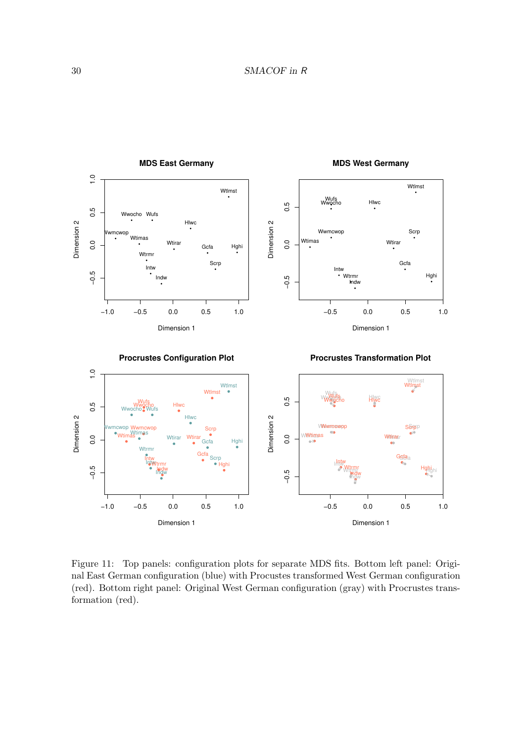Figure 11: Top panels: configuration plots for separate MDS fits. Bottom left panel: Original East German configuration (blue) with Procustes transformed West German configuration (red). Bottom right panel: Original West German configuration (gray) with Procustes transformation (red).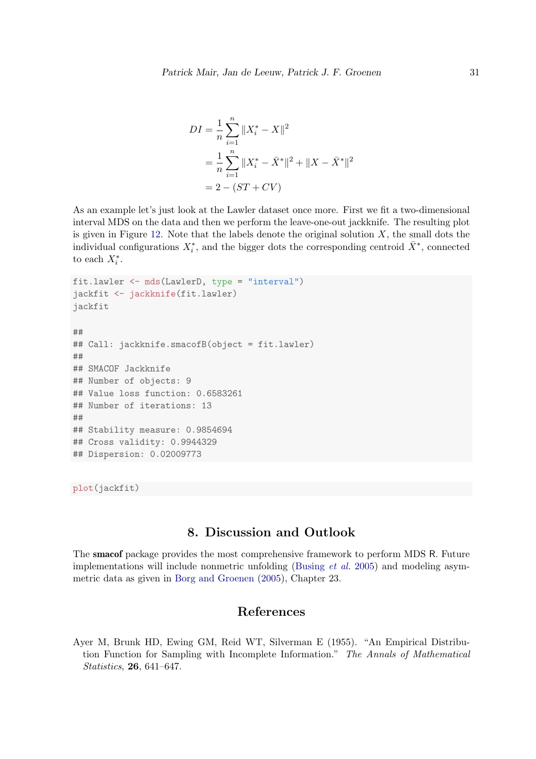$$
\begin{aligned}
DI &= \frac{1}{n}\sum_{i=1}^{n} \|X_i^* - X\|^2 \\
&= \frac{1}{n}\sum_{i=1}^{n} \|X_i^* - \bar{X}^*\|^2 + \|X - \bar{X}^*\|^2 \\
&= 2 - (ST + CV)
\end{aligned}
$$

As an example let's just look at the Lawler dataset once more. First we fit a two-dimensional interval MDS on the data and then we perform the leave-one-out jackknife. The resulting plot is given in Figure 12. Note that the labels denote the original solution $X$, the small dots the individual configurations $X_i^*$, and the bigger dots the corresponding centroid $\bar{X}^*$, connected to each $X_i^*$.

```
fit.lawler <- mds(LawlerD, type = "interval")
jackfit <- jackknife(fit.lawler)
jackfit

##
## Call: jackknife.smacofB(object = fit.lawler)
##
## SMACOF Jackknife
## Number of objects: 9
## Value loss function: 0.6583261
## Number of iterations: 13
##
## Stability measure: 0.9854694
## Cross validity: 0.9944329
## Dispersion: 0.02009773
```

```
plot(jackfit)
```

## 8. Discussion and Outlook

The **smacof** package provides the most comprehensive framework to perform MDS R. Future implementations will include nonmetric unfolding (Busing *et al.* 2005) and modeling asymmetric data as given in Borg and Groenen (2005), Chapter 23.

## References

Ayer M, Brunk HD, Ewing GM, Reid WT, Silverman E (1955). "An Empirical Distribution Function for Sampling with Incomplete Information." *The Annals of Mathematical Statistics*, **26**, 641–647.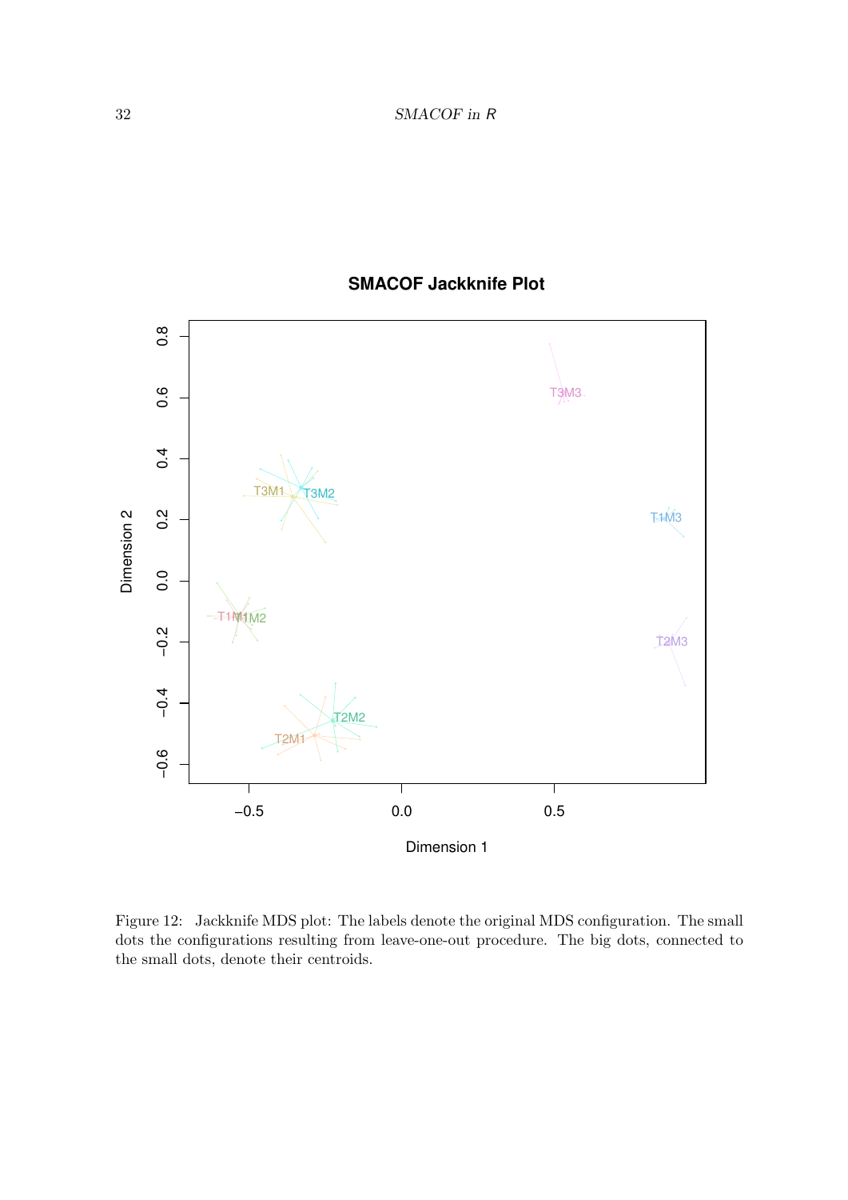Figure 12: Jackknife MDS plot: The labels denote the original MDS configuration. The small dots the configurations resulting from leave-one-out procedure. The big dots, connected to the small dots, denote their centroids.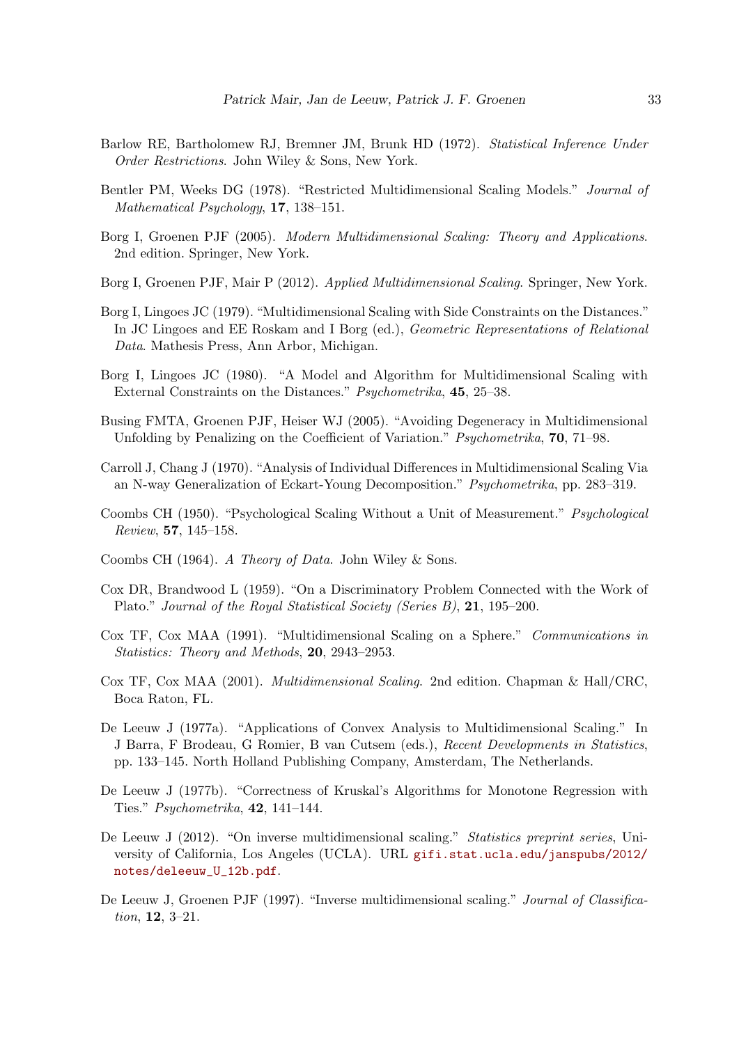Barlow RE, Bartholomew RJ, Bremner JM, Brunk HD (1972). *Statistical Inference Under Order Restrictions*. John Wiley & Sons, New York.

Bentler PM, Weeks DG (1978). "Restricted Multidimensional Scaling Models." *Journal of Mathematical Psychology*, **17**, 138–151.

Borg I, Groenen PJF (2005). *Modern Multidimensional Scaling: Theory and Applications*. 2nd edition. Springer, New York.

Borg I, Groenen PJF, Mair P (2012). *Applied Multidimensional Scaling*. Springer, New York.

Borg I, Lingoes JC (1979). "Multidimensional Scaling with Side Constraints on the Distances." In JC Lingoes and EE Roskam and I Borg (ed.), *Geometric Representations of Relational Data*. Mathesis Press, Ann Arbor, Michigan.

Borg I, Lingoes JC (1980). "A Model and Algorithm for Multidimensional Scaling with External Constraints on the Distances." *Psychometrika*, **45**, 25–38.

Busing FMTA, Groenen PJF, Heiser WJ (2005). "Avoiding Degeneracy in Multidimensional Unfolding by Penalizing on the Coefficient of Variation." *Psychometrika*, **70**, 71–98.

Carroll J, Chang J (1970). "Analysis of Individual Differences in Multidimensional Scaling Via an N-way Generalization of Eckart-Young Decomposition." *Psychometrika*, pp. 283–319.

Coombs CH (1950). "Psychological Scaling Without a Unit of Measurement." *Psychological Review*, **57**, 145–158.

Coombs CH (1964). *A Theory of Data*. John Wiley & Sons.

Cox DR, Brandwood L (1959). "On a Discriminatory Problem Connected with the Work of Plato." *Journal of the Royal Statistical Society (Series B)*, **21**, 195–200.

Cox TF, Cox MAA (1991). "Multidimensional Scaling on a Sphere." *Communications in Statistics: Theory and Methods*, **20**, 2943–2953.

Cox TF, Cox MAA (2001). *Multidimensional Scaling*. 2nd edition. Chapman & Hall/CRC, Boca Raton, FL.

De Leeuw J (1977a). "Applications of Convex Analysis to Multidimensional Scaling." In J Barra, F Brodeau, G Romier, B van Cutsem (eds.), *Recent Developments in Statistics*, pp. 133–145. North Holland Publishing Company, Amsterdam, The Netherlands.

De Leeuw J (1977b). "Correctness of Kruskal's Algorithms for Monotone Regression with Ties." *Psychometrika*, **42**, 141–144.

De Leeuw J (2012). "On inverse multidimensional scaling." *Statistics preprint series*, University of California, Los Angeles (UCLA). URL `gifi.stat.ucla.edu/janspubs/2012/notes/deleeuw_U_12b.pdf`.

De Leeuw J, Groenen PJF (1997). "Inverse multidimensional scaling." *Journal of Classification*, **12**, 3–21.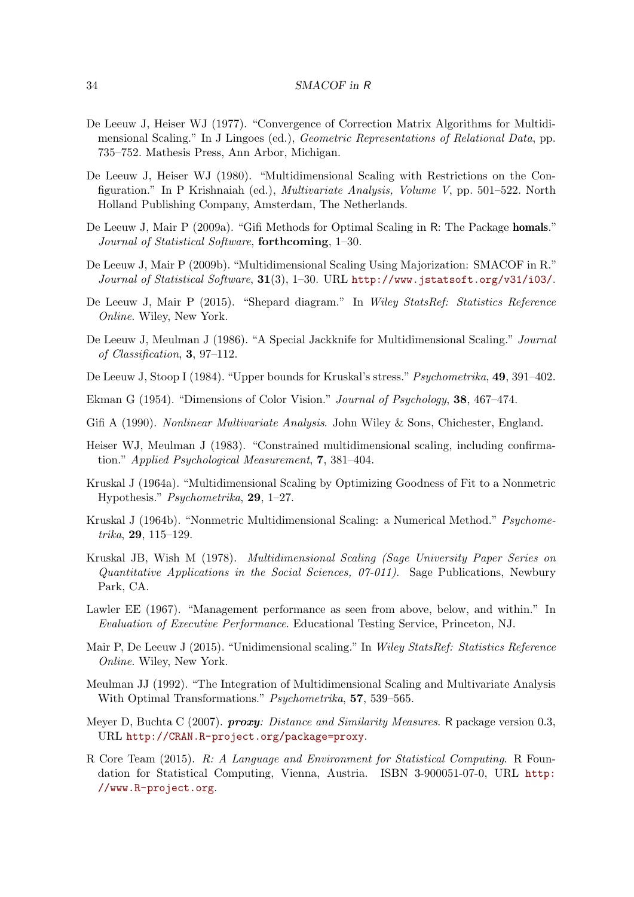De Leeuw J, Heiser WJ (1977). "Convergence of Correction Matrix Algorithms for Multidimensional Scaling." In J Lingoes (ed.), *Geometric Representations of Relational Data*, pp. 735–752. Mathesis Press, Ann Arbor, Michigan.

De Leeuw J, Heiser WJ (1980). "Multidimensional Scaling with Restrictions on the Configuration." In P Krishnaiah (ed.), *Multivariate Analysis, Volume V*, pp. 501–522. North Holland Publishing Company, Amsterdam, The Netherlands.

De Leeuw J, Mair P (2009a). "Gifi Methods for Optimal Scaling in R: The Package **homals**." *Journal of Statistical Software*, **forthcoming**, 1–30.

De Leeuw J, Mair P (2009b). "Multidimensional Scaling Using Majorization: SMACOF in R." *Journal of Statistical Software*, **31**(3), 1–30. URL http://www.jstatsoft.org/v31/i03/.

De Leeuw J, Mair P (2015). "Shepard diagram." In *Wiley StatsRef: Statistics Reference Online*. Wiley, New York.

De Leeuw J, Meulman J (1986). "A Special Jackknife for Multidimensional Scaling." *Journal of Classification*, **3**, 97–112.

De Leeuw J, Stoop I (1984). "Upper bounds for Kruskal's stress." *Psychometrika*, **49**, 391–402.

Ekman G (1954). "Dimensions of Color Vision." *Journal of Psychology*, **38**, 467–474.

Gifi A (1990). *Nonlinear Multivariate Analysis*. John Wiley & Sons, Chichester, England.

Heiser WJ, Meulman J (1983). "Constrained multidimensional scaling, including confirmation." *Applied Psychological Measurement*, **7**, 381–404.

Kruskal J (1964a). "Multidimensional Scaling by Optimizing Goodness of Fit to a Nonmetric Hypothesis." *Psychometrika*, **29**, 1–27.

Kruskal J (1964b). "Nonmetric Multidimensional Scaling: a Numerical Method." *Psychometrika*, **29**, 115–129.

Kruskal JB, Wish M (1978). *Multidimensional Scaling (Sage University Paper Series on Quantitative Applications in the Social Sciences, 07-011)*. Sage Publications, Newbury Park, CA.

Lawler EE (1967). "Management performance as seen from above, below, and within." In *Evaluation of Executive Performance*. Educational Testing Service, Princeton, NJ.

Mair P, De Leeuw J (2015). "Unidimensional scaling." In *Wiley StatsRef: Statistics Reference Online*. Wiley, New York.

Meulman JJ (1992). "The Integration of Multidimensional Scaling and Multivariate Analysis With Optimal Transformations." *Psychometrika*, **57**, 539–565.

Meyer D, Buchta C (2007). ***proxy**: Distance and Similarity Measures*. R package version 0.3, URL http://CRAN.R-project.org/package=proxy.

R Core Team (2015). *R: A Language and Environment for Statistical Computing*. R Foundation for Statistical Computing, Vienna, Austria. ISBN 3-900051-07-0, URL http://www.R-project.org.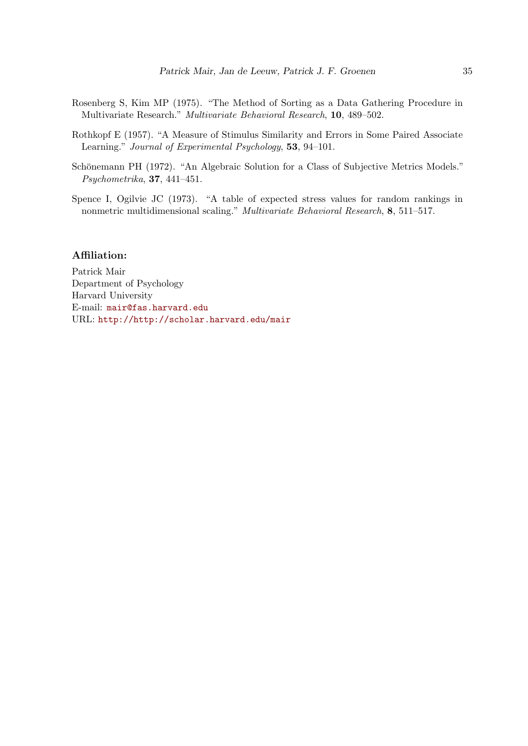Rosenberg S, Kim MP (1975). "The Method of Sorting as a Data Gathering Procedure in Multivariate Research." *Multivariate Behavioral Research*, **10**, 489–502.

Rothkopf E (1957). "A Measure of Stimulus Similarity and Errors in Some Paired Associate Learning." *Journal of Experimental Psychology*, **53**, 94–101.

Schönemann PH (1972). "An Algebraic Solution for a Class of Subjective Metrics Models." *Psychometrika*, **37**, 441–451.

Spence I, Ogilvie JC (1973). "A table of expected stress values for random rankings in nonmetric multidimensional scaling." *Multivariate Behavioral Research*, **8**, 511–517.

**Affiliation:**

Patrick Mair
Department of Psychology
Harvard University
E-mail: mair@fas.harvard.edu
URL: http://http://scholar.harvard.edu/mair